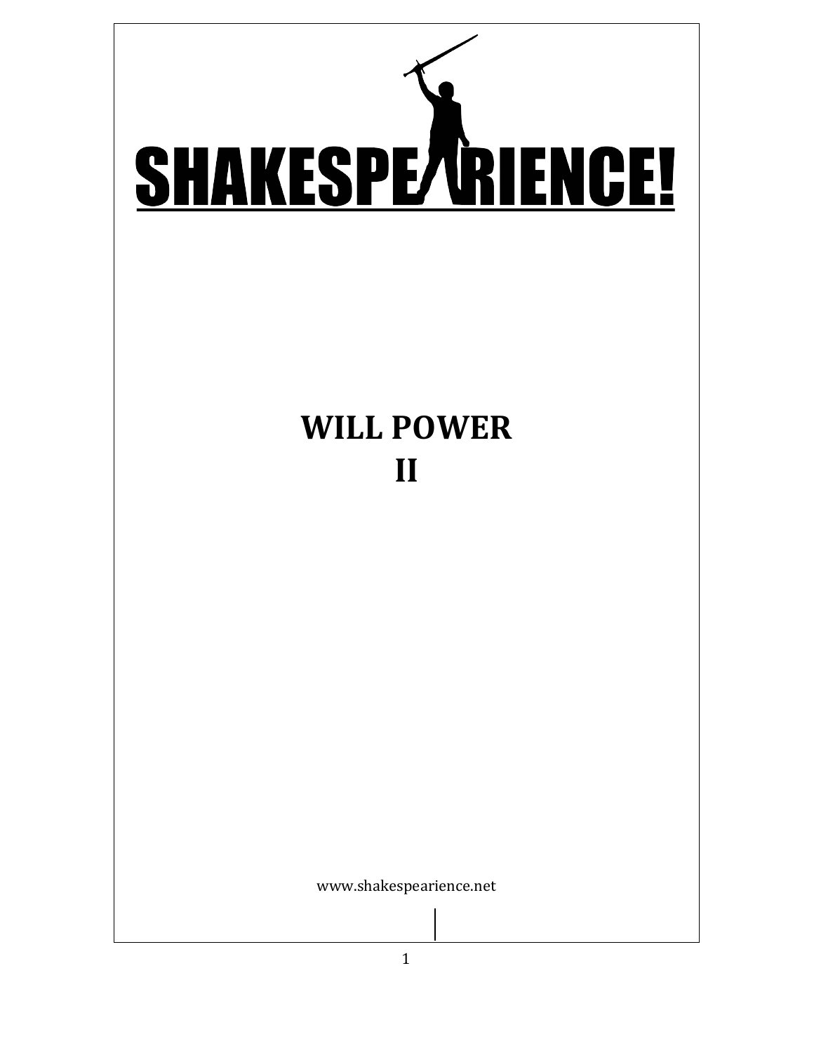# SHAKESPEARIENCE!

## WILL POWER
## II

www.shakespearience.net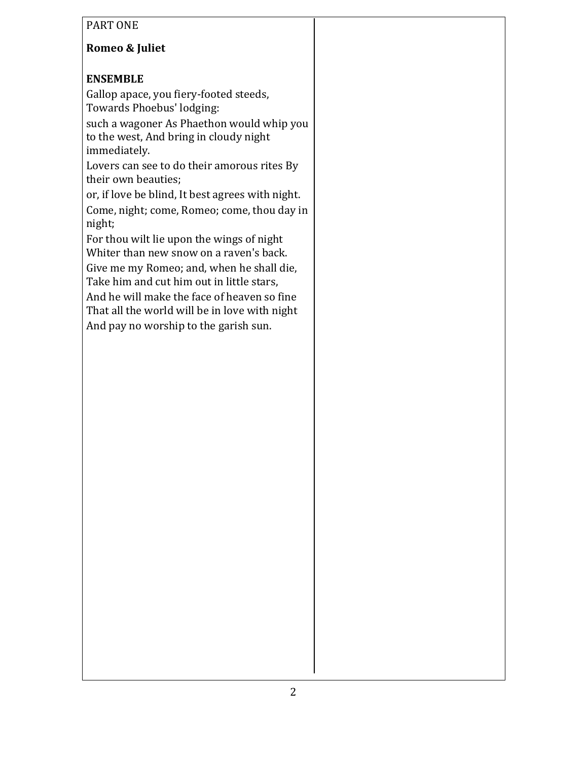PART ONE

**Romeo & Juliet**

**ENSEMBLE**

Gallop apace, you fiery-footed steeds,
Towards Phoebus' lodging:

such a wagoner As Phaethon would whip you to the west, And bring in cloudy night immediately.

Lovers can see to do their amorous rites By their own beauties;

or, if love be blind, It best agrees with night.

Come, night; come, Romeo; come, thou day in night;

For thou wilt lie upon the wings of night
Whiter than new snow on a raven's back.

Give me my Romeo; and, when he shall die,
Take him and cut him out in little stars,

And he will make the face of heaven so fine
That all the world will be in love with night

And pay no worship to the garish sun.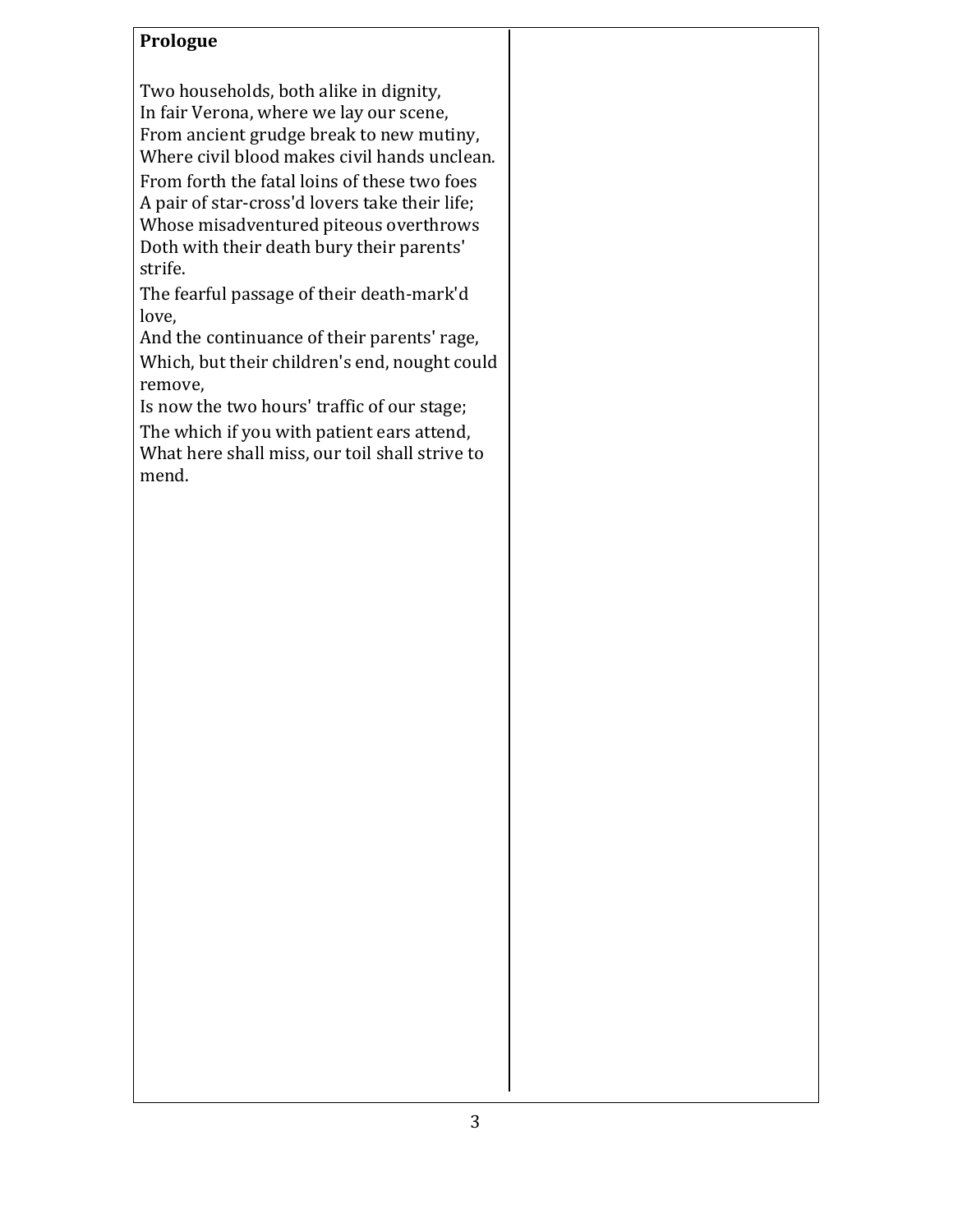**Prologue**

Two households, both alike in dignity,
In fair Verona, where we lay our scene,
From ancient grudge break to new mutiny,
Where civil blood makes civil hands unclean.
From forth the fatal loins of these two foes
A pair of star-cross'd lovers take their life;
Whose misadventured piteous overthrows
Doth with their death bury their parents' strife.
The fearful passage of their death-mark'd love,
And the continuance of their parents' rage,
Which, but their children's end, nought could remove,
Is now the two hours' traffic of our stage;
The which if you with patient ears attend,
What here shall miss, our toil shall strive to mend.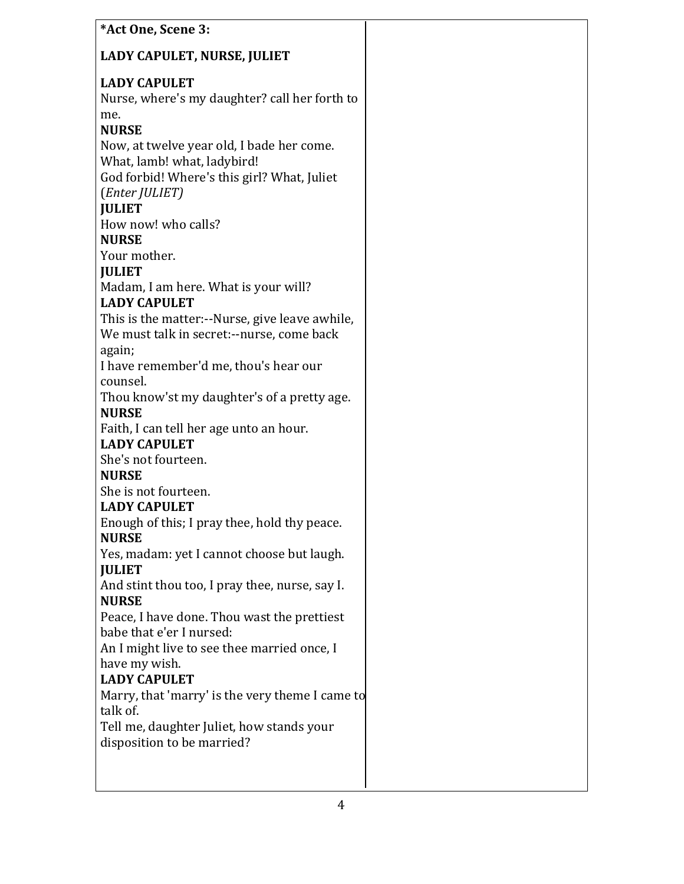**\*Act One, Scene 3:**

**LADY CAPULET, NURSE, JULIET**

**LADY CAPULET**
Nurse, where's my daughter? call her forth to me.

**NURSE**
Now, at twelve year old, I bade her come.
What, lamb! what, ladybird!
God forbid! Where's this girl? What, Juliet
(*Enter JULIET)*

**JULIET**
How now! who calls?

**NURSE**
Your mother.

**JULIET**
Madam, I am here. What is your will?

**LADY CAPULET**
This is the matter:--Nurse, give leave awhile,
We must talk in secret:--nurse, come back again;
I have remember'd me, thou's hear our counsel.
Thou know'st my daughter's of a pretty age.

**NURSE**
Faith, I can tell her age unto an hour.

**LADY CAPULET**
She's not fourteen.

**NURSE**
She is not fourteen.

**LADY CAPULET**
Enough of this; I pray thee, hold thy peace.

**NURSE**
Yes, madam: yet I cannot choose but laugh.

**JULIET**
And stint thou too, I pray thee, nurse, say I.

**NURSE**
Peace, I have done. Thou wast the prettiest babe that e'er I nursed:
An I might live to see thee married once, I have my wish.

**LADY CAPULET**
Marry, that 'marry' is the very theme I came to talk of.
Tell me, daughter Juliet, how stands your disposition to be married?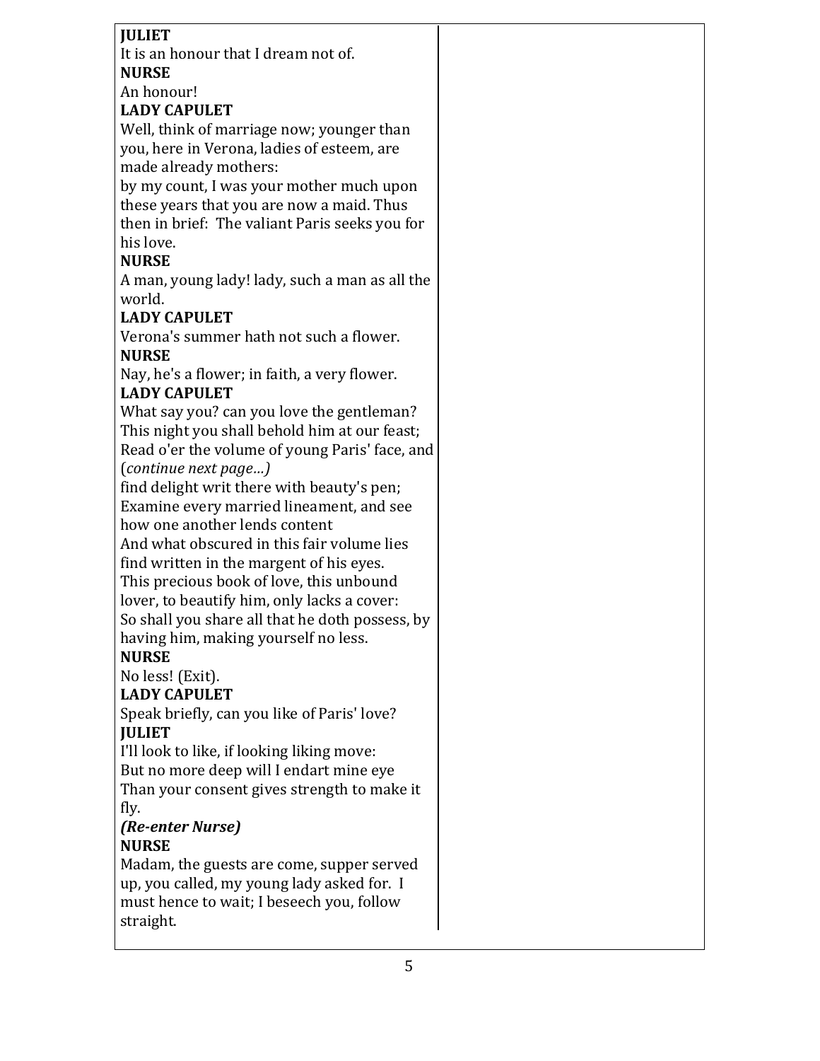**JULIET**
It is an honour that I dream not of.
**NURSE**
An honour!
**LADY CAPULET**
Well, think of marriage now; younger than you, here in Verona, ladies of esteem, are made already mothers:
by my count, I was your mother much upon these years that you are now a maid. Thus then in brief: The valiant Paris seeks you for his love.
**NURSE**
A man, young lady! lady, such a man as all the world.
**LADY CAPULET**
Verona's summer hath not such a flower.
**NURSE**
Nay, he's a flower; in faith, a very flower.
**LADY CAPULET**
What say you? can you love the gentleman?
This night you shall behold him at our feast;
Read o'er the volume of young Paris' face, and (*continue next page…)*
find delight writ there with beauty's pen;
Examine every married lineament, and see how one another lends content
And what obscured in this fair volume lies find written in the margent of his eyes.
This precious book of love, this unbound lover, to beautify him, only lacks a cover:
So shall you share all that he doth possess, by having him, making yourself no less.
**NURSE**
No less! (Exit).
**LADY CAPULET**
Speak briefly, can you like of Paris' love?
**JULIET**
I'll look to like, if looking liking move:
But no more deep will I endart mine eye
Than your consent gives strength to make it fly.
***(Re-enter Nurse)***
**NURSE**
Madam, the guests are come, supper served up, you called, my young lady asked for. I must hence to wait; I beseech you, follow straight.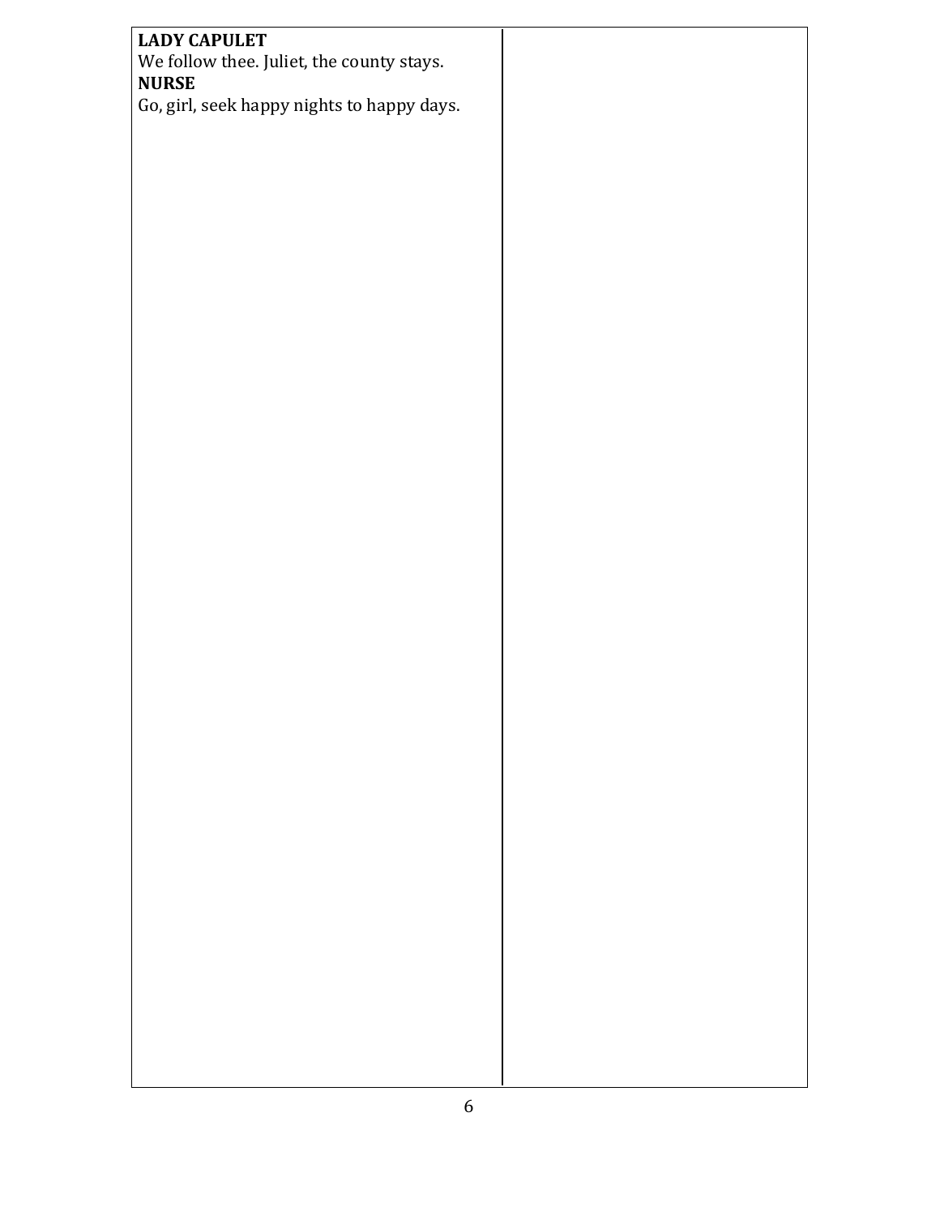**LADY CAPULET**
We follow thee. Juliet, the county stays.
**NURSE**
Go, girl, seek happy nights to happy days.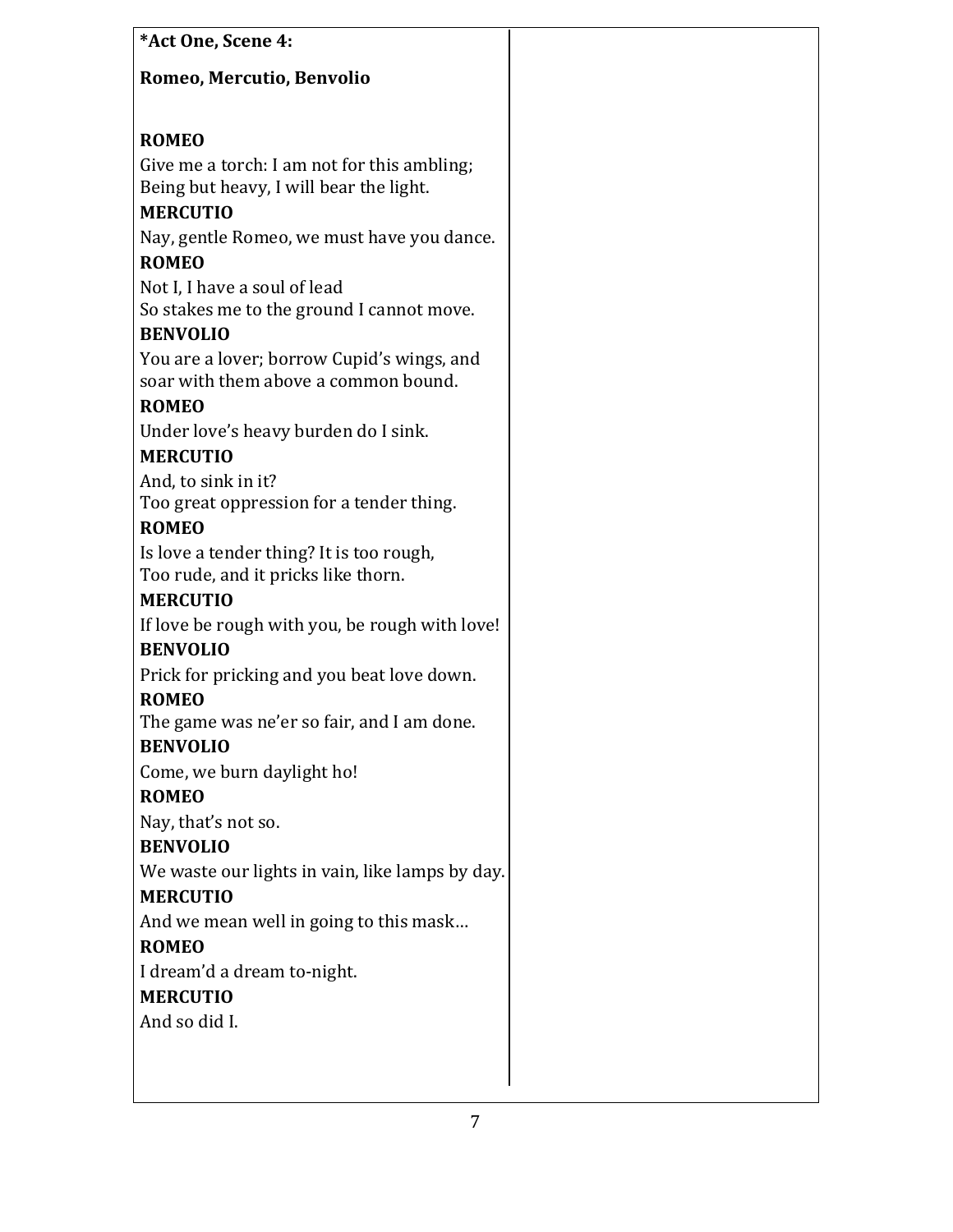**\*Act One, Scene 4:**

**Romeo, Mercutio, Benvolio**

**ROMEO**
Give me a torch: I am not for this ambling;
Being but heavy, I will bear the light.

**MERCUTIO**
Nay, gentle Romeo, we must have you dance.

**ROMEO**
Not I, I have a soul of lead
So stakes me to the ground I cannot move.

**BENVOLIO**
You are a lover; borrow Cupid's wings, and
soar with them above a common bound.

**ROMEO**
Under love's heavy burden do I sink.

**MERCUTIO**
And, to sink in it?
Too great oppression for a tender thing.

**ROMEO**
Is love a tender thing? It is too rough,
Too rude, and it pricks like thorn.

**MERCUTIO**
If love be rough with you, be rough with love!

**BENVOLIO**
Prick for pricking and you beat love down.

**ROMEO**
The game was ne'er so fair, and I am done.

**BENVOLIO**
Come, we burn daylight ho!

**ROMEO**
Nay, that's not so.

**BENVOLIO**
We waste our lights in vain, like lamps by day.

**MERCUTIO**
And we mean well in going to this mask…

**ROMEO**
I dream'd a dream to-night.

**MERCUTIO**
And so did I.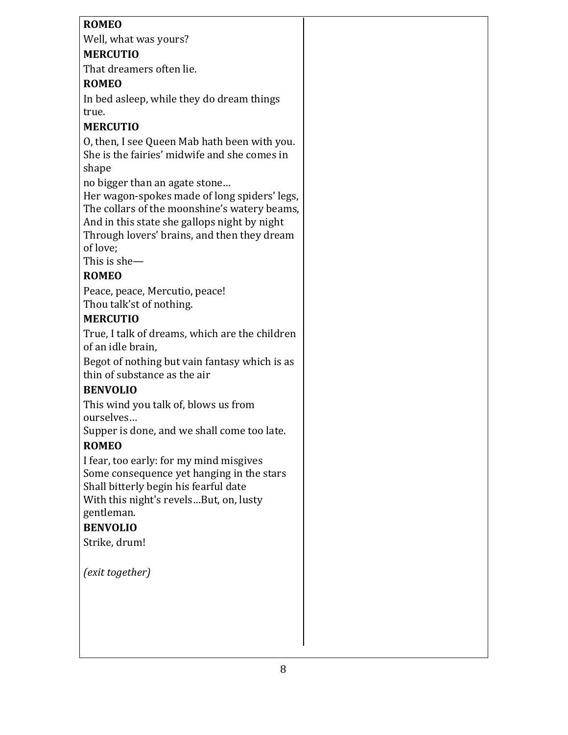**ROMEO**

Well, what was yours?

**MERCUTIO**

That dreamers often lie.

**ROMEO**

In bed asleep, while they do dream things true.

**MERCUTIO**

O, then, I see Queen Mab hath been with you.
She is the fairies' midwife and she comes in shape
no bigger than an agate stone…
Her wagon-spokes made of long spiders' legs,
The collars of the moonshine's watery beams,
And in this state she gallops night by night
Through lovers' brains, and then they dream of love;
This is she—

**ROMEO**

Peace, peace, Mercutio, peace!
Thou talk'st of nothing.

**MERCUTIO**

True, I talk of dreams, which are the children of an idle brain,
Begot of nothing but vain fantasy which is as thin of substance as the air

**BENVOLIO**

This wind you talk of, blows us from ourselves…
Supper is done, and we shall come too late.

**ROMEO**

I fear, too early: for my mind misgives
Some consequence yet hanging in the stars
Shall bitterly begin his fearful date
With this night's revels…But, on, lusty gentleman.

**BENVOLIO**

Strike, drum!

*(exit together)*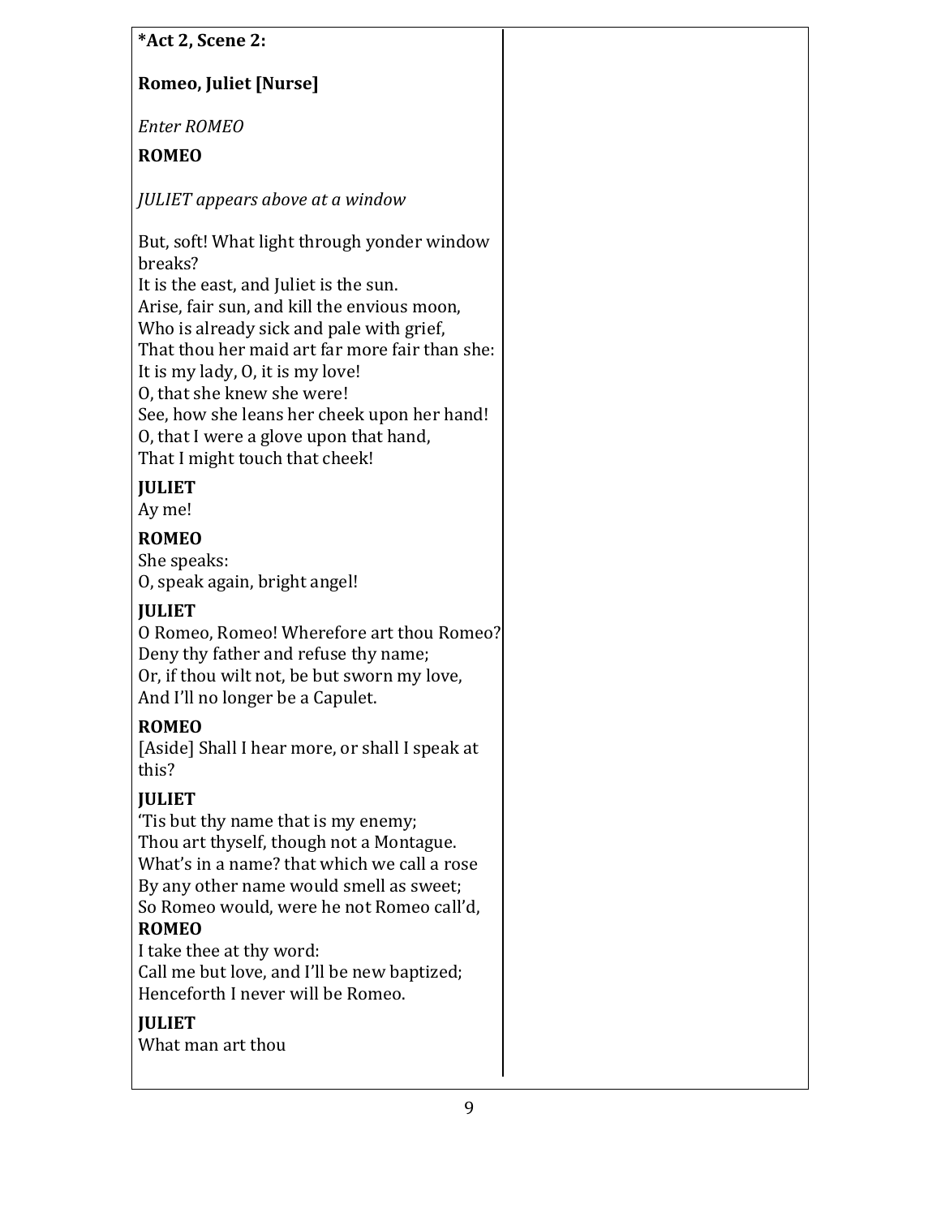**\*Act 2, Scene 2:**

**Romeo, Juliet [Nurse]**

*Enter ROMEO*

**ROMEO**

*JULIET appears above at a window*

But, soft! What light through yonder window breaks?
It is the east, and Juliet is the sun.
Arise, fair sun, and kill the envious moon,
Who is already sick and pale with grief,
That thou her maid art far more fair than she:
It is my lady, O, it is my love!
O, that she knew she were!
See, how she leans her cheek upon her hand!
O, that I were a glove upon that hand,
That I might touch that cheek!

**JULIET**
Ay me!

**ROMEO**
She speaks:
O, speak again, bright angel!

**JULIET**
O Romeo, Romeo! Wherefore art thou Romeo?
Deny thy father and refuse thy name;
Or, if thou wilt not, be but sworn my love,
And I'll no longer be a Capulet.

**ROMEO**
[Aside] Shall I hear more, or shall I speak at this?

**JULIET**
'Tis but thy name that is my enemy;
Thou art thyself, though not a Montague.
What's in a name? that which we call a rose
By any other name would smell as sweet;
So Romeo would, were he not Romeo call'd,

**ROMEO**
I take thee at thy word:
Call me but love, and I'll be new baptized;
Henceforth I never will be Romeo.

**JULIET**
What man art thou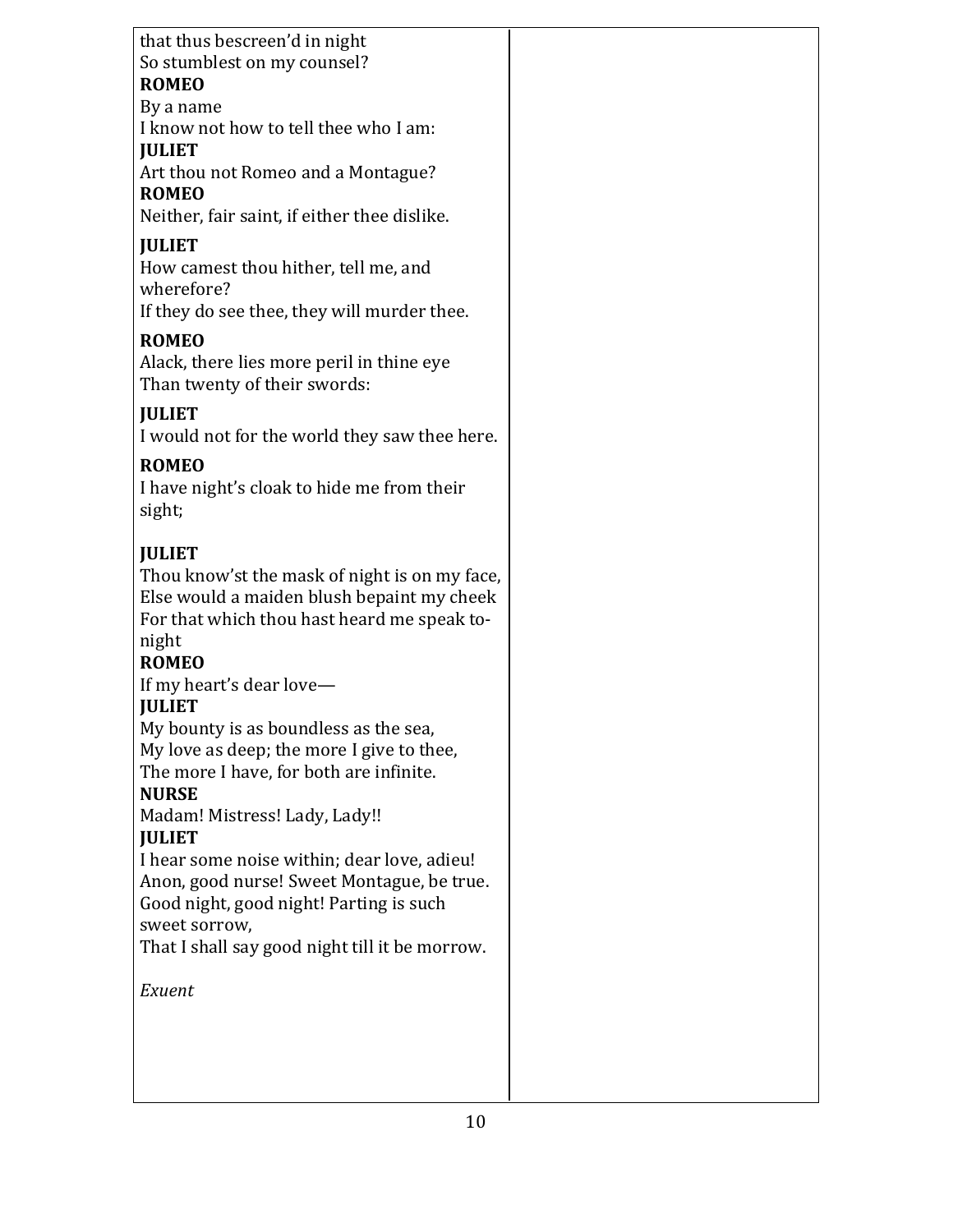that thus bescreen'd in night
So stumblest on my counsel?

**ROMEO**
By a name
I know not how to tell thee who I am:

**JULIET**
Art thou not Romeo and a Montague?

**ROMEO**
Neither, fair saint, if either thee dislike.

**JULIET**
How camest thou hither, tell me, and wherefore?
If they do see thee, they will murder thee.

**ROMEO**
Alack, there lies more peril in thine eye
Than twenty of their swords:

**JULIET**
I would not for the world they saw thee here.

**ROMEO**
I have night's cloak to hide me from their sight;

**JULIET**
Thou know'st the mask of night is on my face,
Else would a maiden blush bepaint my cheek
For that which thou hast heard me speak to-night

**ROMEO**
If my heart's dear love—

**JULIET**
My bounty is as boundless as the sea,
My love as deep; the more I give to thee,
The more I have, for both are infinite.

**NURSE**
Madam! Mistress! Lady, Lady!!

**JULIET**
I hear some noise within; dear love, adieu!
Anon, good nurse! Sweet Montague, be true.
Good night, good night! Parting is such sweet sorrow,
That I shall say good night till it be morrow.

*Exuent*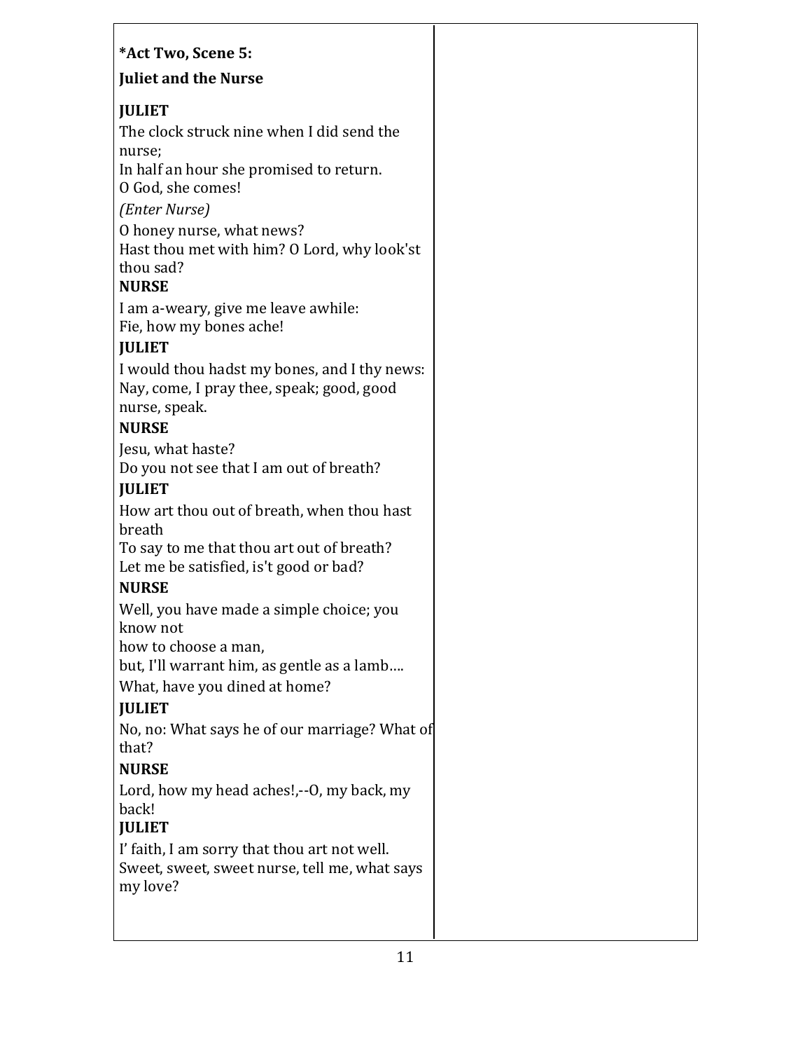**\*Act Two, Scene 5:**

**Juliet and the Nurse**

**JULIET**

The clock struck nine when I did send the nurse;
In half an hour she promised to return.
O God, she comes!

*(Enter Nurse)*

O honey nurse, what news?
Hast thou met with him? O Lord, why look'st thou sad?

**NURSE**

I am a-weary, give me leave awhile:
Fie, how my bones ache!

**JULIET**

I would thou hadst my bones, and I thy news:
Nay, come, I pray thee, speak; good, good nurse, speak.

**NURSE**

Jesu, what haste?
Do you not see that I am out of breath?

**JULIET**

How art thou out of breath, when thou hast breath
To say to me that thou art out of breath?
Let me be satisfied, is't good or bad?

**NURSE**

Well, you have made a simple choice; you know not
how to choose a man,
but, I'll warrant him, as gentle as a lamb….
What, have you dined at home?

**JULIET**

No, no: What says he of our marriage? What of that?

**NURSE**

Lord, how my head aches!,--O, my back, my back!

**JULIET**

I' faith, I am sorry that thou art not well.
Sweet, sweet, sweet nurse, tell me, what says my love?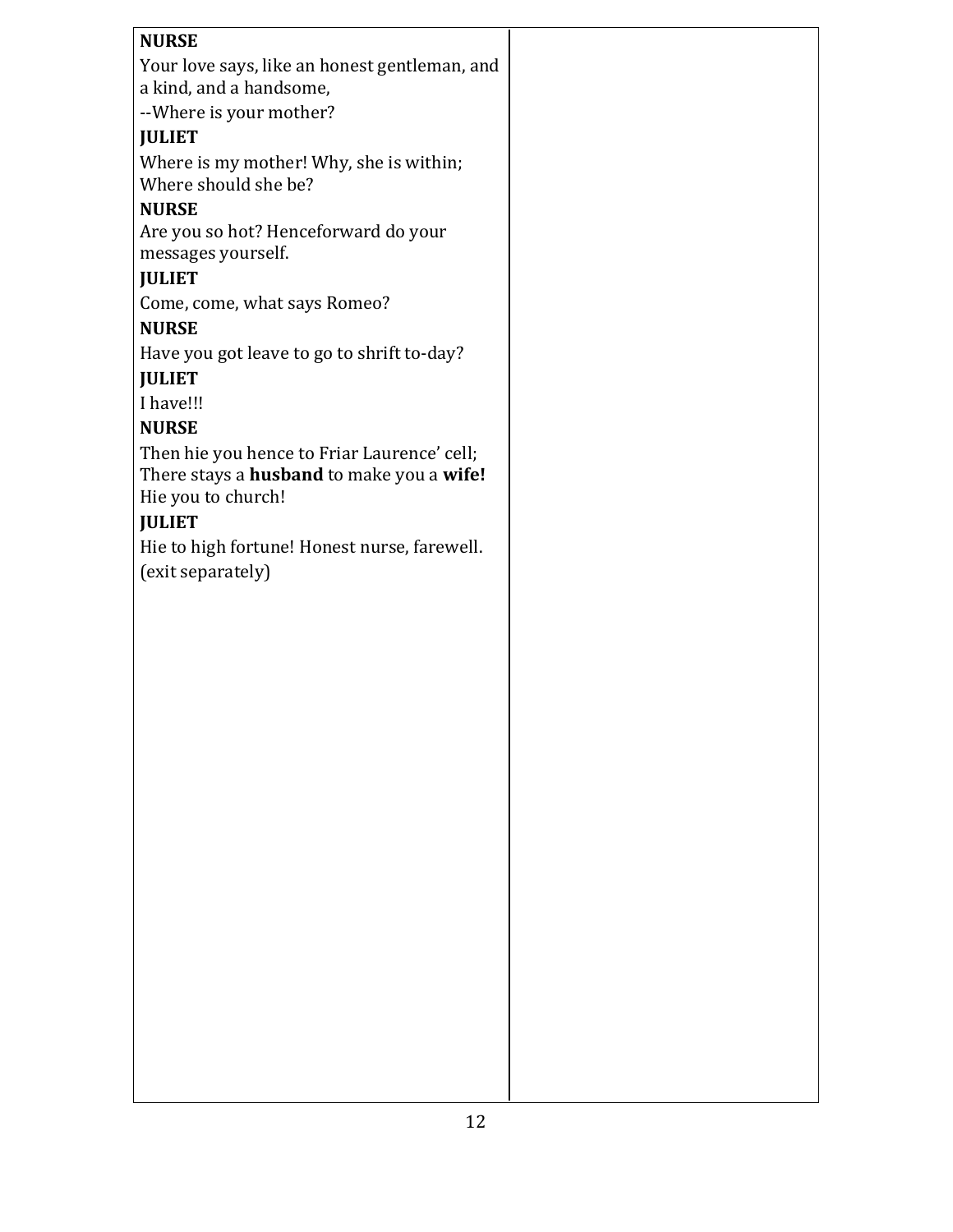**NURSE**

Your love says, like an honest gentleman, and a kind, and a handsome,

--Where is your mother?

**JULIET**

Where is my mother! Why, she is within;
Where should she be?

**NURSE**

Are you so hot? Henceforward do your messages yourself.

**JULIET**

Come, come, what says Romeo?

**NURSE**

Have you got leave to go to shrift to-day?

**JULIET**

I have!!!

**NURSE**

Then hie you hence to Friar Laurence' cell;
There stays a **husband** to make you a **wife!**
Hie you to church!

**JULIET**

Hie to high fortune! Honest nurse, farewell.

(exit separately)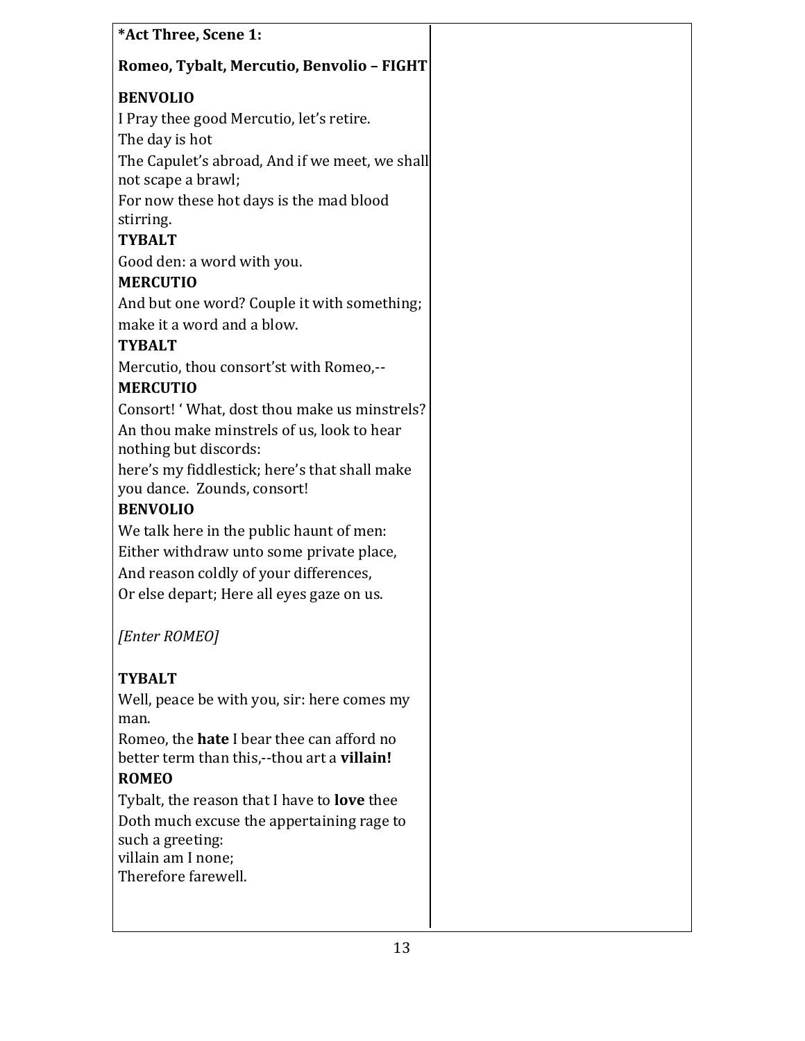**\*Act Three, Scene 1:**

**Romeo, Tybalt, Mercutio, Benvolio – FIGHT**

**BENVOLIO**
I Pray thee good Mercutio, let's retire.
The day is hot
The Capulet's abroad, And if we meet, we shall not scape a brawl;
For now these hot days is the mad blood stirring.

**TYBALT**
Good den: a word with you.

**MERCUTIO**
And but one word? Couple it with something; make it a word and a blow.

**TYBALT**
Mercutio, thou consort'st with Romeo,--

**MERCUTIO**
Consort! ' What, dost thou make us minstrels?
An thou make minstrels of us, look to hear nothing but discords:
here's my fiddlestick; here's that shall make you dance. Zounds, consort!

**BENVOLIO**
We talk here in the public haunt of men:
Either withdraw unto some private place,
And reason coldly of your differences,
Or else depart; Here all eyes gaze on us.

*[Enter ROMEO]*

**TYBALT**
Well, peace be with you, sir: here comes my man.
Romeo, the **hate** I bear thee can afford no better term than this,--thou art a **villain!**

**ROMEO**
Tybalt, the reason that I have to **love** thee
Doth much excuse the appertaining rage to such a greeting:
villain am I none;
Therefore farewell.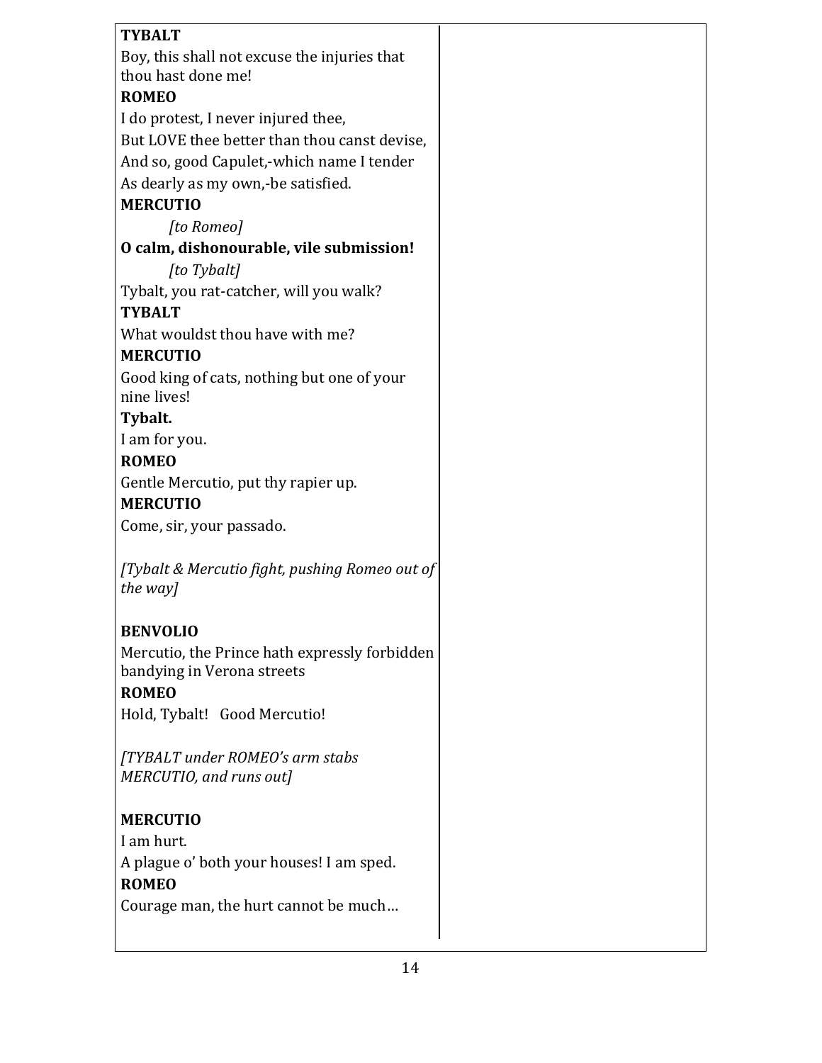**TYBALT**

Boy, this shall not excuse the injuries that thou hast done me!

**ROMEO**

I do protest, I never injured thee,
But LOVE thee better than thou canst devise,
And so, good Capulet,-which name I tender
As dearly as my own,-be satisfied.

**MERCUTIO**

*[to Romeo]*

**O calm, dishonourable, vile submission!**

*[to Tybalt]*

Tybalt, you rat-catcher, will you walk?

**TYBALT**

What wouldst thou have with me?

**MERCUTIO**

Good king of cats, nothing but one of your nine lives!

**Tybalt.**

I am for you.

**ROMEO**

Gentle Mercutio, put thy rapier up.

**MERCUTIO**

Come, sir, your passado.

*[Tybalt & Mercutio fight, pushing Romeo out of the way]*

**BENVOLIO**

Mercutio, the Prince hath expressly forbidden bandying in Verona streets

**ROMEO**

Hold, Tybalt!   Good Mercutio!

*[TYBALT under ROMEO's arm stabs MERCUTIO, and runs out]*

**MERCUTIO**

I am hurt.
A plague o' both your houses! I am sped.

**ROMEO**

Courage man, the hurt cannot be much…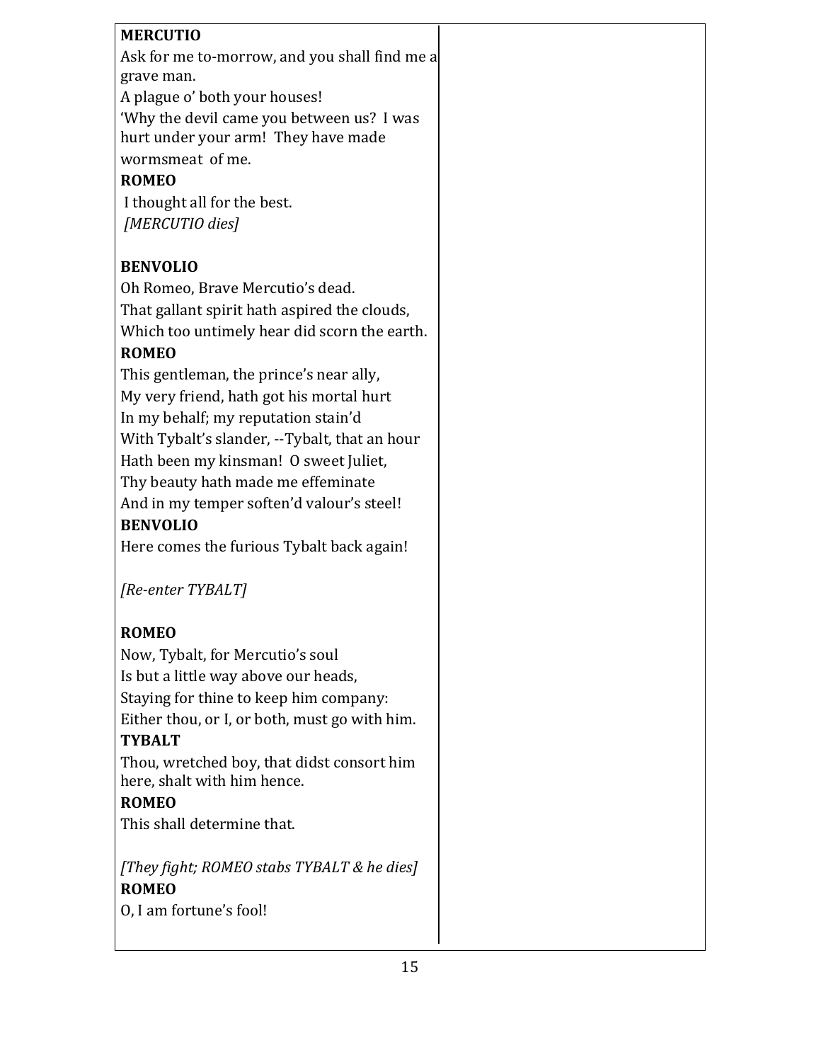**MERCUTIO**
Ask for me to-morrow, and you shall find me a grave man.
A plague o' both your houses!
'Why the devil came you between us? I was hurt under your arm! They have made wormsmeat of me.
**ROMEO**
I thought all for the best.
*[MERCUTIO dies]*

**BENVOLIO**
Oh Romeo, Brave Mercutio's dead.
That gallant spirit hath aspired the clouds,
Which too untimely hear did scorn the earth.
**ROMEO**
This gentleman, the prince's near ally,
My very friend, hath got his mortal hurt
In my behalf; my reputation stain'd
With Tybalt's slander, --Tybalt, that an hour
Hath been my kinsman! O sweet Juliet,
Thy beauty hath made me effeminate
And in my temper soften'd valour's steel!
**BENVOLIO**
Here comes the furious Tybalt back again!

*[Re-enter TYBALT]*

**ROMEO**
Now, Tybalt, for Mercutio's soul
Is but a little way above our heads,
Staying for thine to keep him company:
Either thou, or I, or both, must go with him.
**TYBALT**
Thou, wretched boy, that didst consort him here, shalt with him hence.
**ROMEO**
This shall determine that.

*[They fight; ROMEO stabs TYBALT & he dies]*
**ROMEO**
O, I am fortune's fool!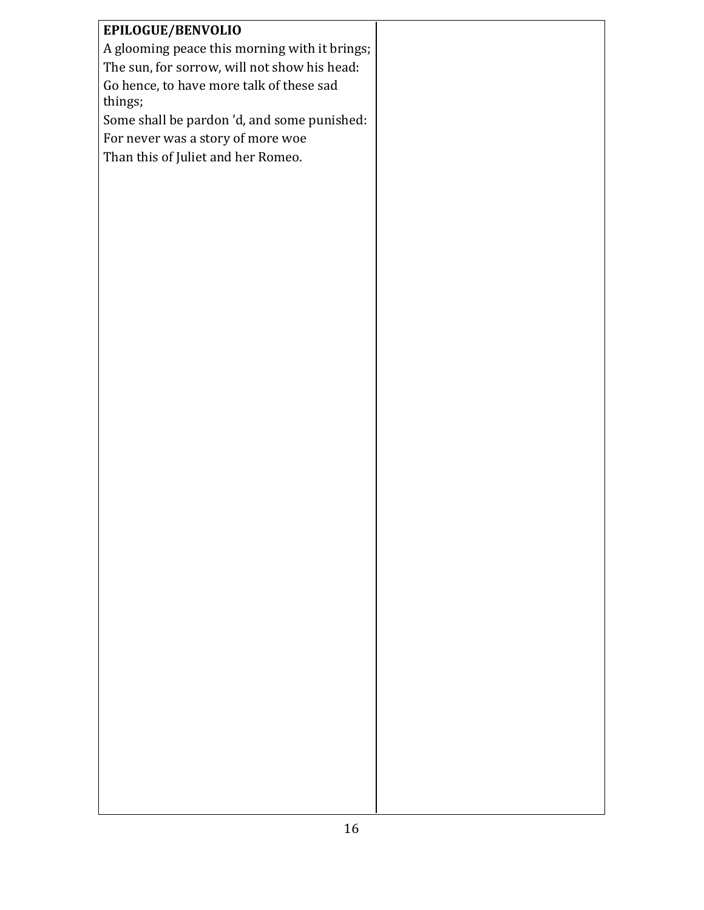**EPILOGUE/BENVOLIO**

A glooming peace this morning with it brings;
The sun, for sorrow, will not show his head:
Go hence, to have more talk of these sad things;
Some shall be pardon 'd, and some punished:
For never was a story of more woe
Than this of Juliet and her Romeo.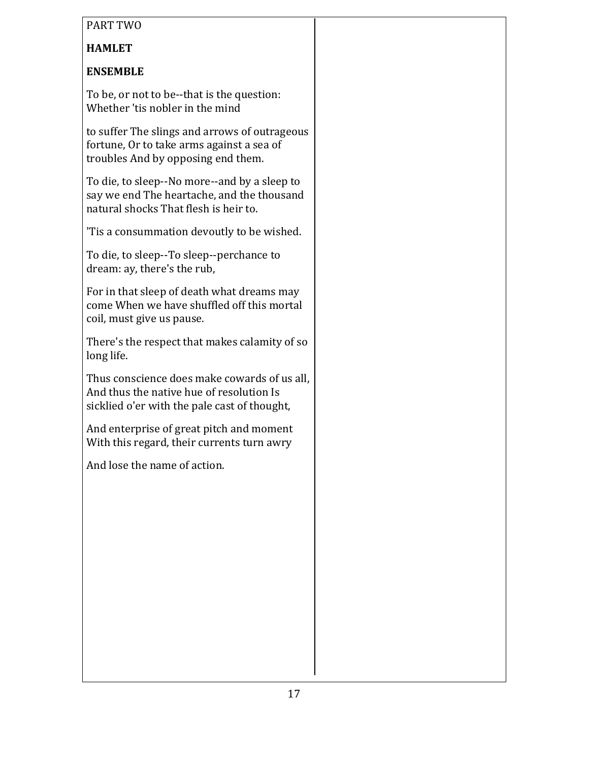PART TWO

**HAMLET**

**ENSEMBLE**

To be, or not to be--that is the question: Whether 'tis nobler in the mind

to suffer The slings and arrows of outrageous fortune, Or to take arms against a sea of troubles And by opposing end them.

To die, to sleep--No more--and by a sleep to say we end The heartache, and the thousand natural shocks That flesh is heir to.

'Tis a consummation devoutly to be wished.

To die, to sleep--To sleep--perchance to dream: ay, there's the rub,

For in that sleep of death what dreams may come When we have shuffled off this mortal coil, must give us pause.

There's the respect that makes calamity of so long life.

Thus conscience does make cowards of us all, And thus the native hue of resolution Is sicklied o'er with the pale cast of thought,

And enterprise of great pitch and moment With this regard, their currents turn awry

And lose the name of action.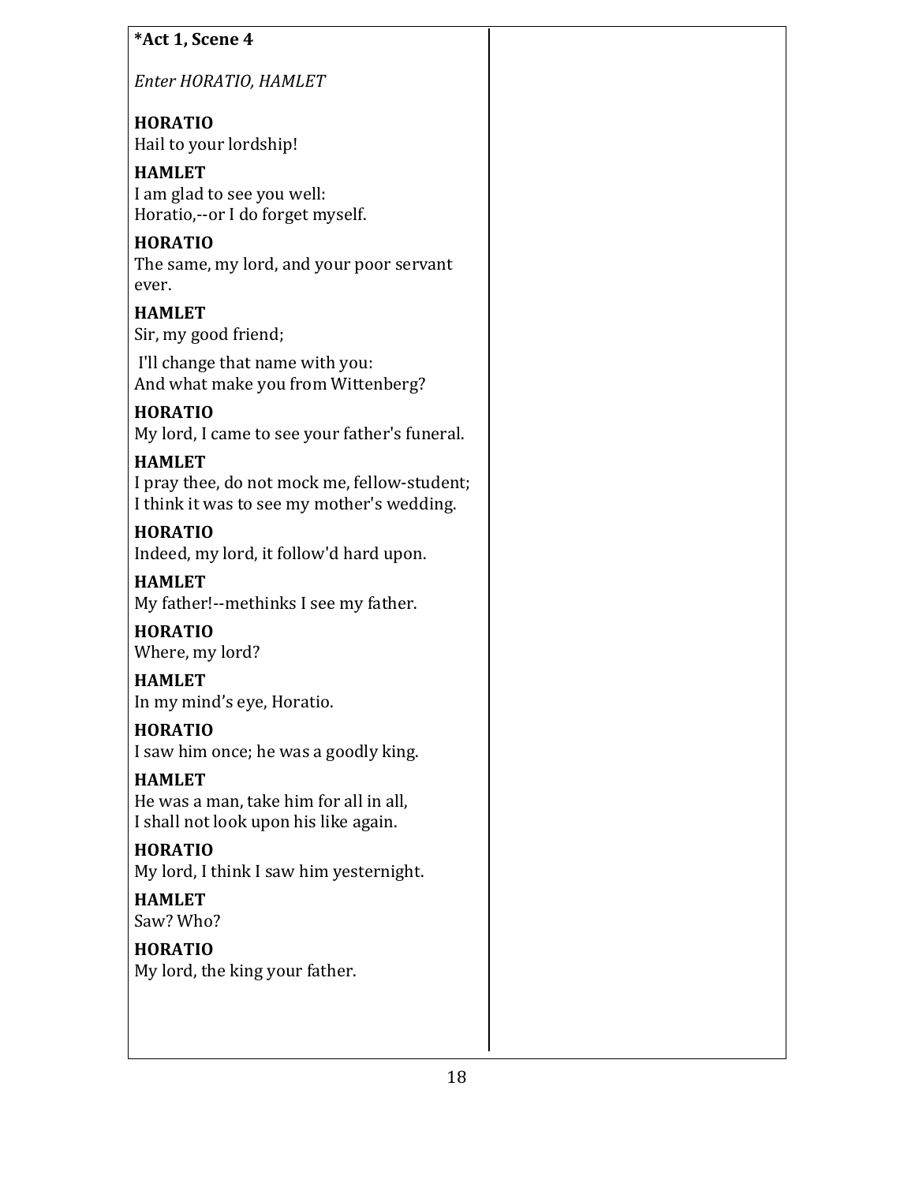**\*Act 1, Scene 4**

*Enter HORATIO, HAMLET*

**HORATIO**
Hail to your lordship!

**HAMLET**
I am glad to see you well:
Horatio,--or I do forget myself.

**HORATIO**
The same, my lord, and your poor servant ever.

**HAMLET**
Sir, my good friend;

I'll change that name with you:
And what make you from Wittenberg?

**HORATIO**
My lord, I came to see your father's funeral.

**HAMLET**
I pray thee, do not mock me, fellow-student;
I think it was to see my mother's wedding.

**HORATIO**
Indeed, my lord, it follow'd hard upon.

**HAMLET**
My father!--methinks I see my father.

**HORATIO**
Where, my lord?

**HAMLET**
In my mind's eye, Horatio.

**HORATIO**
I saw him once; he was a goodly king.

**HAMLET**
He was a man, take him for all in all,
I shall not look upon his like again.

**HORATIO**
My lord, I think I saw him yesternight.

**HAMLET**
Saw? Who?

**HORATIO**
My lord, the king your father.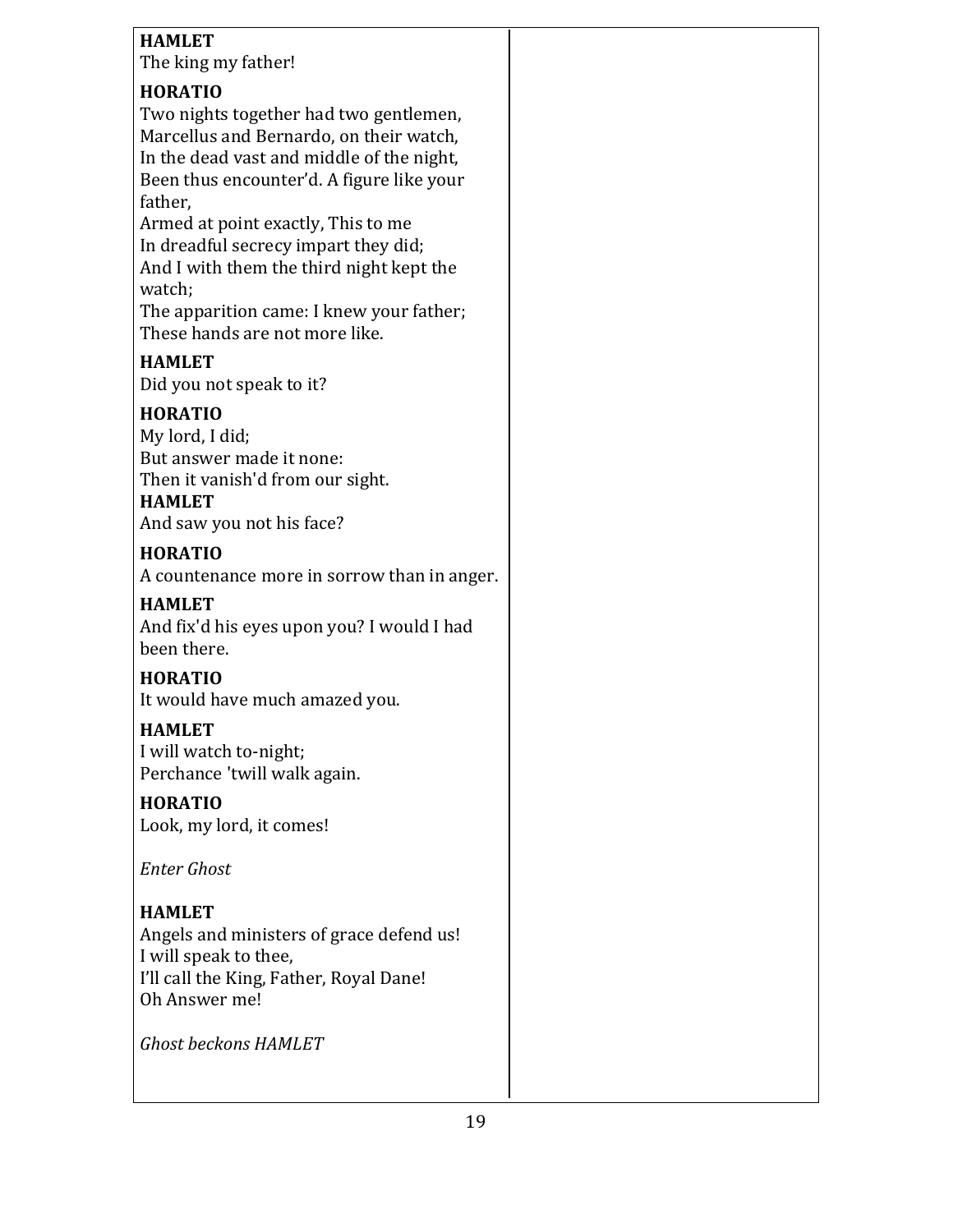**HAMLET**
The king my father!

**HORATIO**
Two nights together had two gentlemen,
Marcellus and Bernardo, on their watch,
In the dead vast and middle of the night,
Been thus encounter'd. A figure like your father,
Armed at point exactly, This to me
In dreadful secrecy impart they did;
And I with them the third night kept the watch;
The apparition came: I knew your father;
These hands are not more like.

**HAMLET**
Did you not speak to it?

**HORATIO**
My lord, I did;
But answer made it none:
Then it vanish'd from our sight.

**HAMLET**
And saw you not his face?

**HORATIO**
A countenance more in sorrow than in anger.

**HAMLET**
And fix'd his eyes upon you? I would I had been there.

**HORATIO**
It would have much amazed you.

**HAMLET**
I will watch to-night;
Perchance 'twill walk again.

**HORATIO**
Look, my lord, it comes!

*Enter Ghost*

**HAMLET**
Angels and ministers of grace defend us!
I will speak to thee,
I'll call the King, Father, Royal Dane!
Oh Answer me!

*Ghost beckons HAMLET*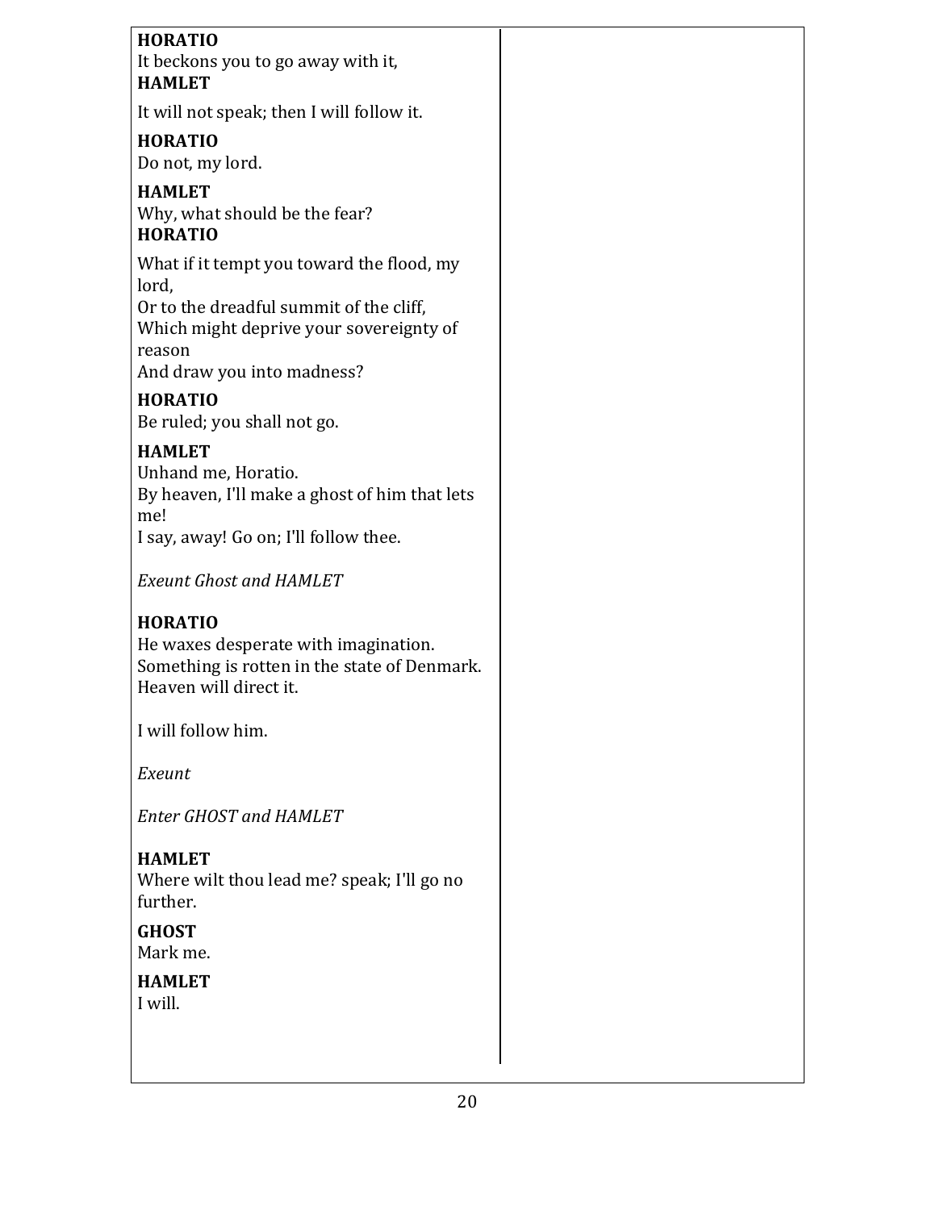**HORATIO**
It beckons you to go away with it,

**HAMLET**
It will not speak; then I will follow it.

**HORATIO**
Do not, my lord.

**HAMLET**
Why, what should be the fear?

**HORATIO**
What if it tempt you toward the flood, my lord,
Or to the dreadful summit of the cliff,
Which might deprive your sovereignty of reason
And draw you into madness?

**HORATIO**
Be ruled; you shall not go.

**HAMLET**
Unhand me, Horatio.
By heaven, I'll make a ghost of him that lets me!
I say, away! Go on; I'll follow thee.

*Exeunt Ghost and HAMLET*

**HORATIO**
He waxes desperate with imagination.
Something is rotten in the state of Denmark.
Heaven will direct it.

I will follow him.

*Exeunt*

*Enter GHOST and HAMLET*

**HAMLET**
Where wilt thou lead me? speak; I'll go no further.

**GHOST**
Mark me.

**HAMLET**
I will.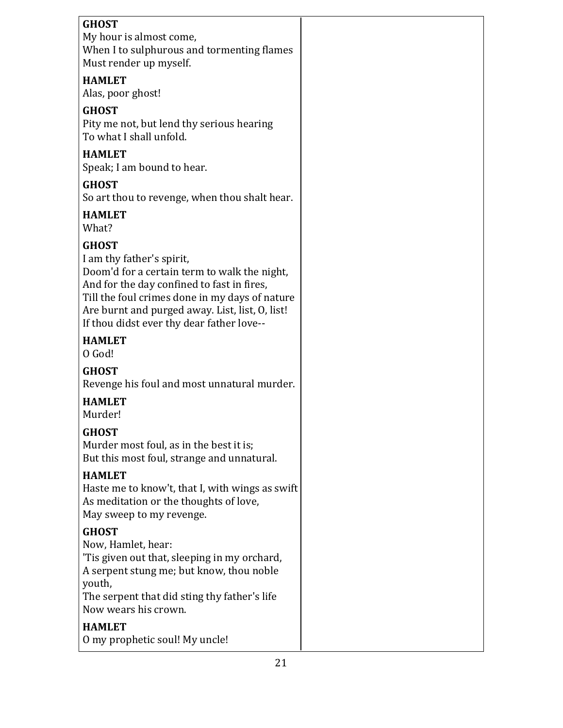**GHOST**
My hour is almost come,
When I to sulphurous and tormenting flames
Must render up myself.

**HAMLET**
Alas, poor ghost!

**GHOST**
Pity me not, but lend thy serious hearing
To what I shall unfold.

**HAMLET**
Speak; I am bound to hear.

**GHOST**
So art thou to revenge, when thou shalt hear.

**HAMLET**
What?

**GHOST**
I am thy father's spirit,
Doom'd for a certain term to walk the night,
And for the day confined to fast in fires,
Till the foul crimes done in my days of nature
Are burnt and purged away. List, list, O, list!
If thou didst ever thy dear father love--

**HAMLET**
O God!

**GHOST**
Revenge his foul and most unnatural murder.

**HAMLET**
Murder!

**GHOST**
Murder most foul, as in the best it is;
But this most foul, strange and unnatural.

**HAMLET**
Haste me to know't, that I, with wings as swift
As meditation or the thoughts of love,
May sweep to my revenge.

**GHOST**
Now, Hamlet, hear:
'Tis given out that, sleeping in my orchard,
A serpent stung me; but know, thou noble youth,
The serpent that did sting thy father's life
Now wears his crown.

**HAMLET**
O my prophetic soul! My uncle!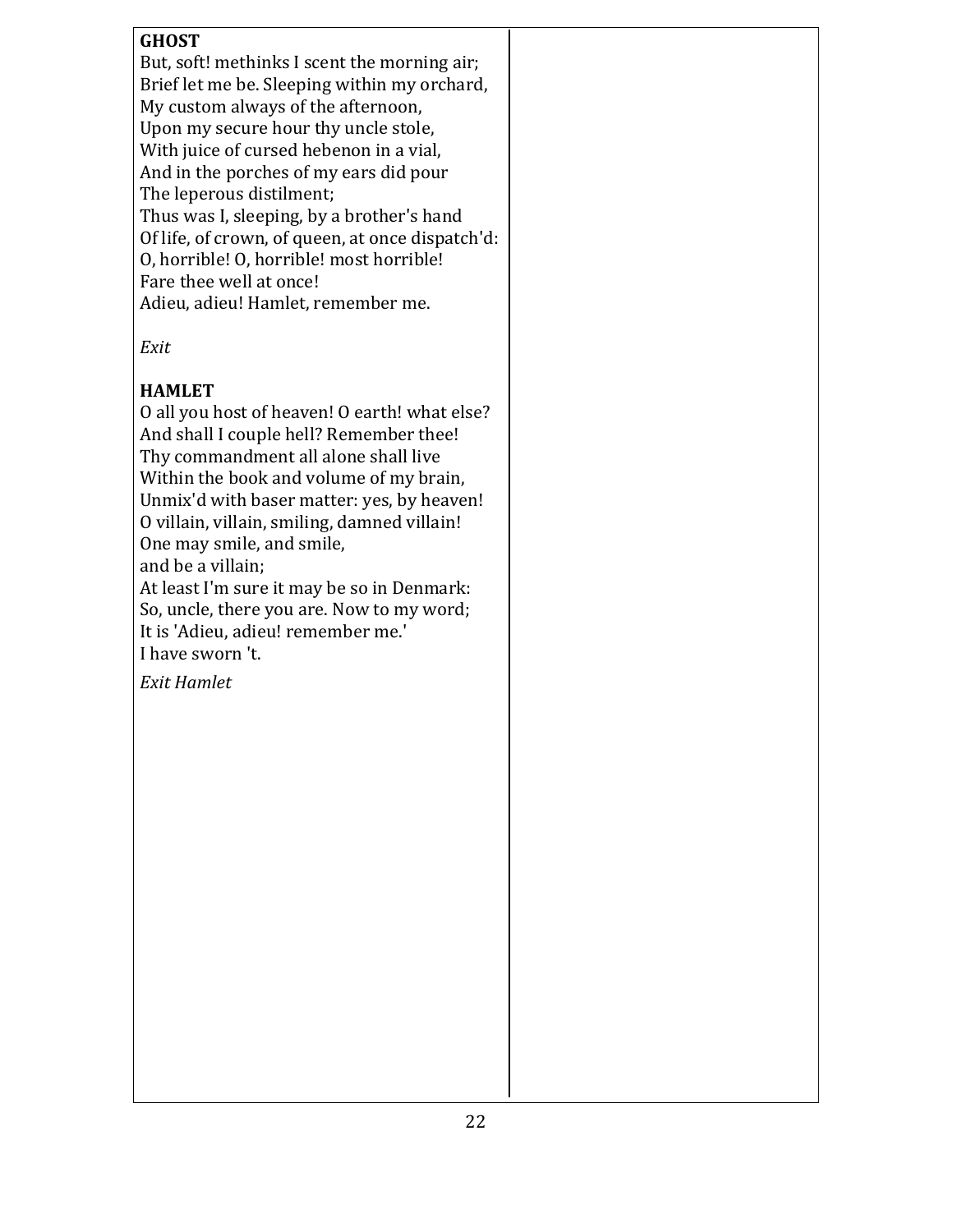**GHOST**
But, soft! methinks I scent the morning air;
Brief let me be. Sleeping within my orchard,
My custom always of the afternoon,
Upon my secure hour thy uncle stole,
With juice of cursed hebenon in a vial,
And in the porches of my ears did pour
The leperous distilment;
Thus was I, sleeping, by a brother's hand
Of life, of crown, of queen, at once dispatch'd:
O, horrible! O, horrible! most horrible!
Fare thee well at once!
Adieu, adieu! Hamlet, remember me.

*Exit*

**HAMLET**
O all you host of heaven! O earth! what else?
And shall I couple hell? Remember thee!
Thy commandment all alone shall live
Within the book and volume of my brain,
Unmix'd with baser matter: yes, by heaven!
O villain, villain, smiling, damned villain!
One may smile, and smile,
and be a villain;
At least I'm sure it may be so in Denmark:
So, uncle, there you are. Now to my word;
It is 'Adieu, adieu! remember me.'
I have sworn 't.

*Exit Hamlet*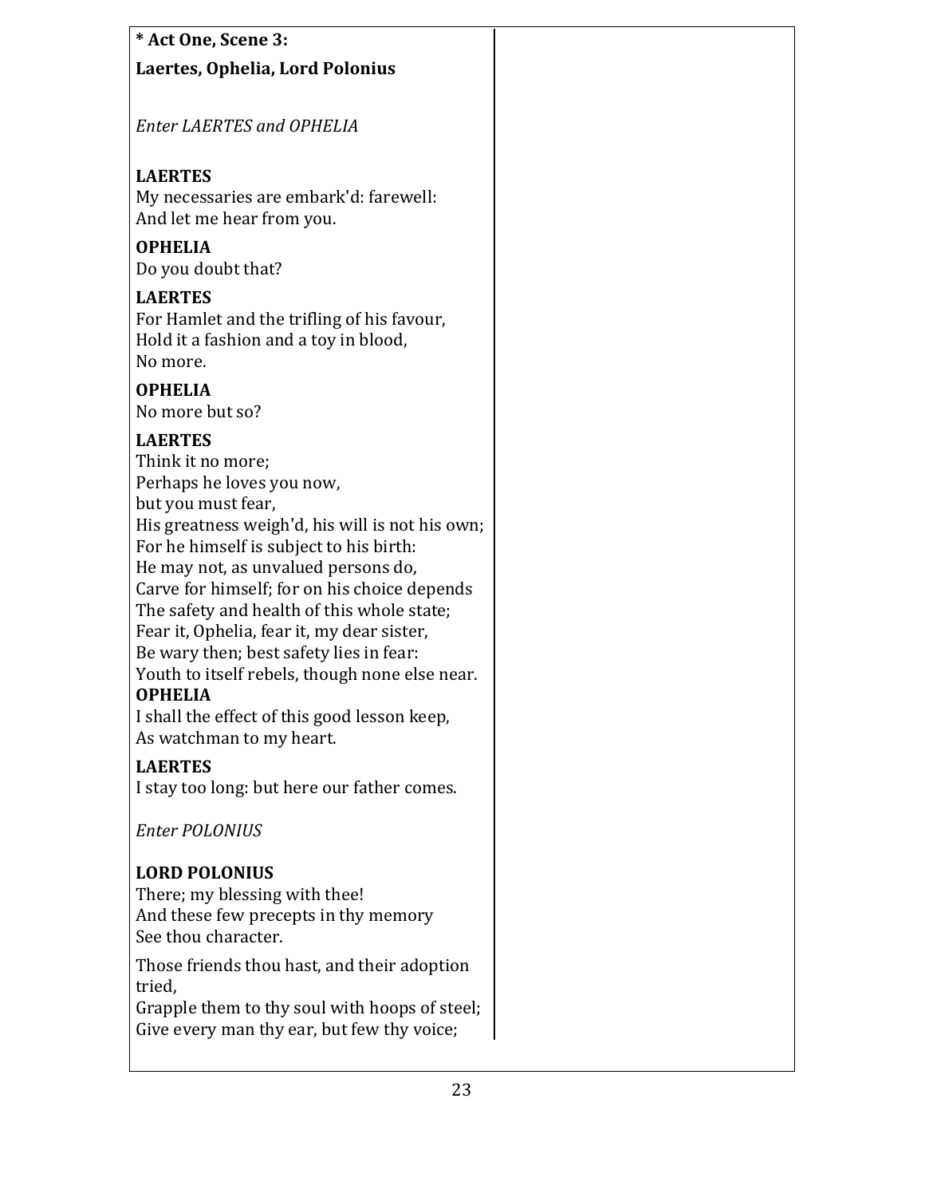**\* Act One, Scene 3:**

**Laertes, Ophelia, Lord Polonius**

*Enter LAERTES and OPHELIA*

**LAERTES**
My necessaries are embark'd: farewell:
And let me hear from you.

**OPHELIA**
Do you doubt that?

**LAERTES**
For Hamlet and the trifling of his favour,
Hold it a fashion and a toy in blood,
No more.

**OPHELIA**
No more but so?

**LAERTES**
Think it no more;
Perhaps he loves you now,
but you must fear,
His greatness weigh'd, his will is not his own;
For he himself is subject to his birth:
He may not, as unvalued persons do,
Carve for himself; for on his choice depends
The safety and health of this whole state;
Fear it, Ophelia, fear it, my dear sister,
Be wary then; best safety lies in fear:
Youth to itself rebels, though none else near.

**OPHELIA**
I shall the effect of this good lesson keep,
As watchman to my heart.

**LAERTES**
I stay too long: but here our father comes.

*Enter POLONIUS*

**LORD POLONIUS**
There; my blessing with thee!
And these few precepts in thy memory
See thou character.

Those friends thou hast, and their adoption tried,
Grapple them to thy soul with hoops of steel;
Give every man thy ear, but few thy voice;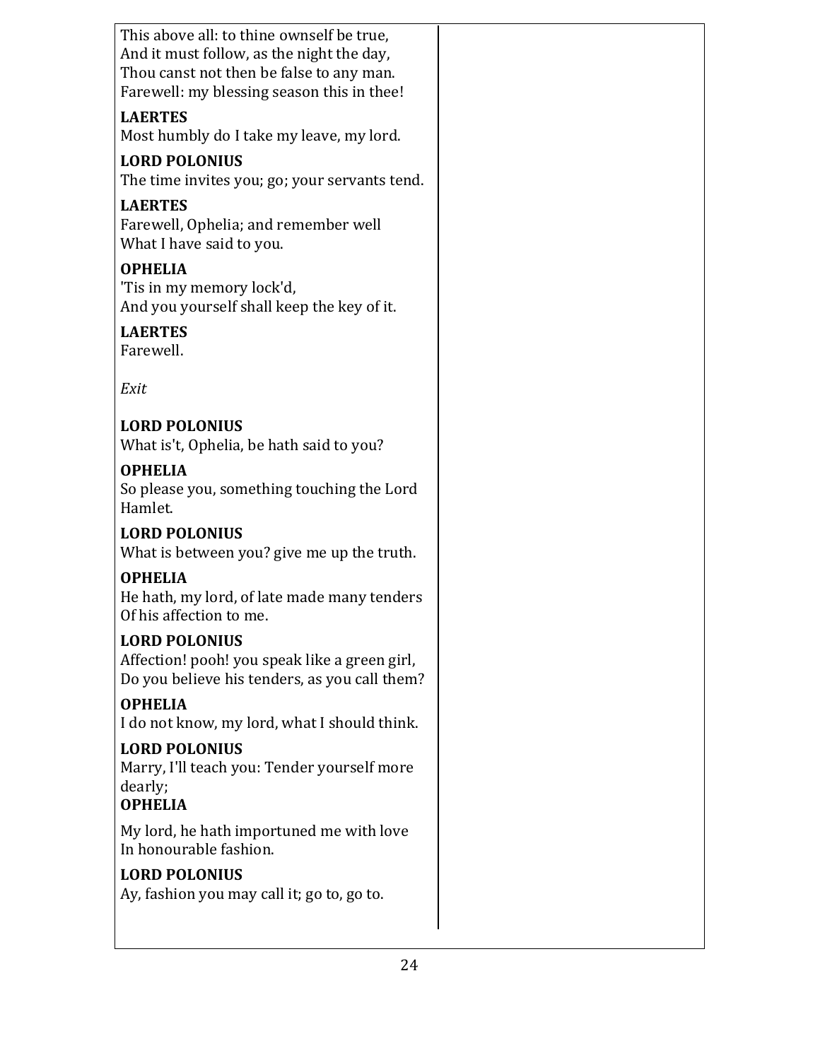This above all: to thine ownself be true,
And it must follow, as the night the day,
Thou canst not then be false to any man.
Farewell: my blessing season this in thee!

**LAERTES**
Most humbly do I take my leave, my lord.

**LORD POLONIUS**
The time invites you; go; your servants tend.

**LAERTES**
Farewell, Ophelia; and remember well
What I have said to you.

**OPHELIA**
'Tis in my memory lock'd,
And you yourself shall keep the key of it.

**LAERTES**
Farewell.

*Exit*

**LORD POLONIUS**
What is't, Ophelia, be hath said to you?

**OPHELIA**
So please you, something touching the Lord Hamlet.

**LORD POLONIUS**
What is between you? give me up the truth.

**OPHELIA**
He hath, my lord, of late made many tenders
Of his affection to me.

**LORD POLONIUS**
Affection! pooh! you speak like a green girl,
Do you believe his tenders, as you call them?

**OPHELIA**
I do not know, my lord, what I should think.

**LORD POLONIUS**
Marry, I'll teach you: Tender yourself more dearly;

**OPHELIA**

My lord, he hath importuned me with love
In honourable fashion.

**LORD POLONIUS**
Ay, fashion you may call it; go to, go to.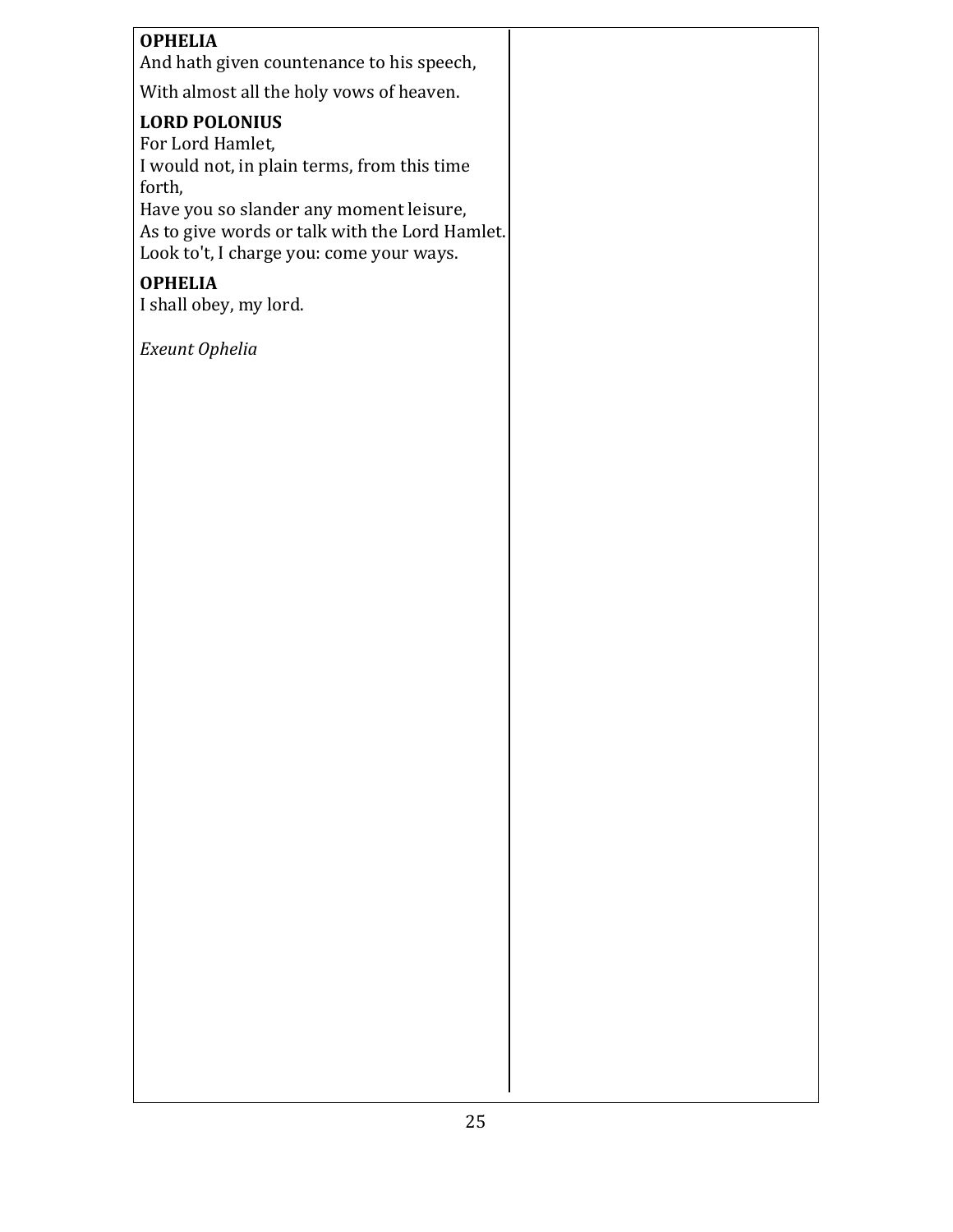**OPHELIA**
And hath given countenance to his speech,

With almost all the holy vows of heaven.

**LORD POLONIUS**
For Lord Hamlet,
I would not, in plain terms, from this time forth,
Have you so slander any moment leisure,
As to give words or talk with the Lord Hamlet.
Look to't, I charge you: come your ways.

**OPHELIA**
I shall obey, my lord.

*Exeunt Ophelia*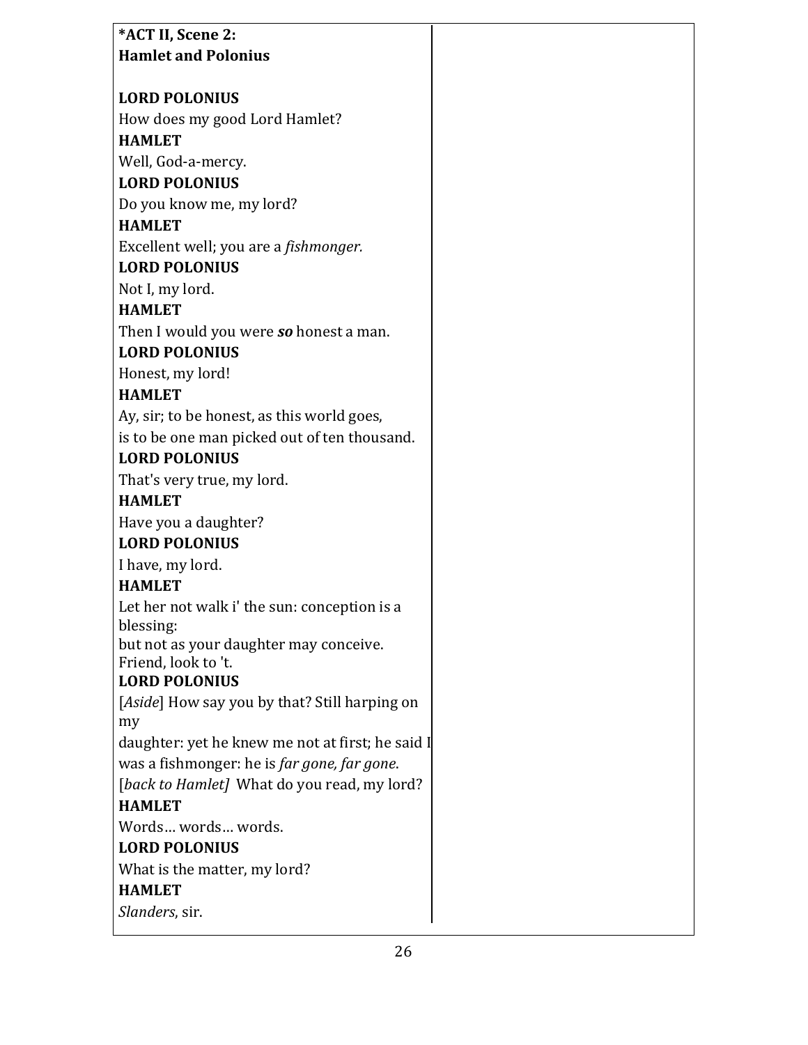**\*ACT II, Scene 2:**
**Hamlet and Polonius**

**LORD POLONIUS**
How does my good Lord Hamlet?
**HAMLET**
Well, God-a-mercy.
**LORD POLONIUS**
Do you know me, my lord?
**HAMLET**
Excellent well; you are a *fishmonger.*
**LORD POLONIUS**
Not I, my lord.
**HAMLET**
Then I would you were ***so*** honest a man.
**LORD POLONIUS**
Honest, my lord!
**HAMLET**
Ay, sir; to be honest, as this world goes,
is to be one man picked out of ten thousand.
**LORD POLONIUS**
That's very true, my lord.
**HAMLET**
Have you a daughter?
**LORD POLONIUS**
I have, my lord.
**HAMLET**
Let her not walk i' the sun: conception is a blessing:
but not as your daughter may conceive.
Friend, look to 't.
**LORD POLONIUS**
[*Aside*] How say you by that? Still harping on my
daughter: yet he knew me not at first; he said I
was a fishmonger: he is *far gone, far gone*.
[*back to Hamlet]* What do you read, my lord?
**HAMLET**
Words… words… words.
**LORD POLONIUS**
What is the matter, my lord?
**HAMLET**
*Slanders*, sir.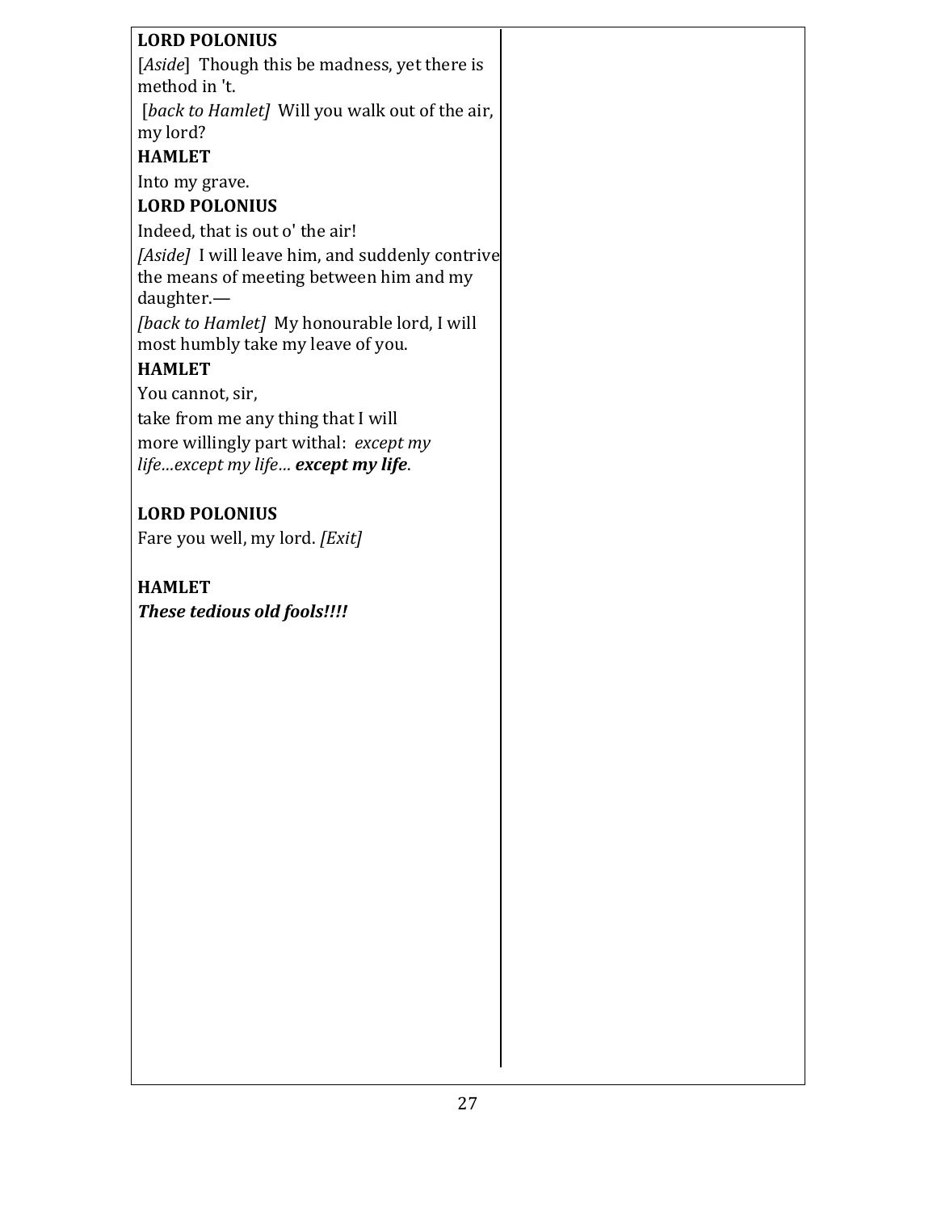**LORD POLONIUS**

[*Aside*]  Though this be madness, yet there is method in 't.

[*back to Hamlet]*  Will you walk out of the air, my lord?

**HAMLET**

Into my grave.

**LORD POLONIUS**

Indeed, that is out o' the air!

*[Aside]*  I will leave him, and suddenly contrive the means of meeting between him and my daughter.—

*[back to Hamlet]*  My honourable lord, I will most humbly take my leave of you.

**HAMLET**

You cannot, sir,

take from me any thing that I will

more willingly part withal:  *except my life…except my life…* ***except my life***.

**LORD POLONIUS**

Fare you well, my lord. *[Exit]*

**HAMLET**

***These tedious old fools!!!!***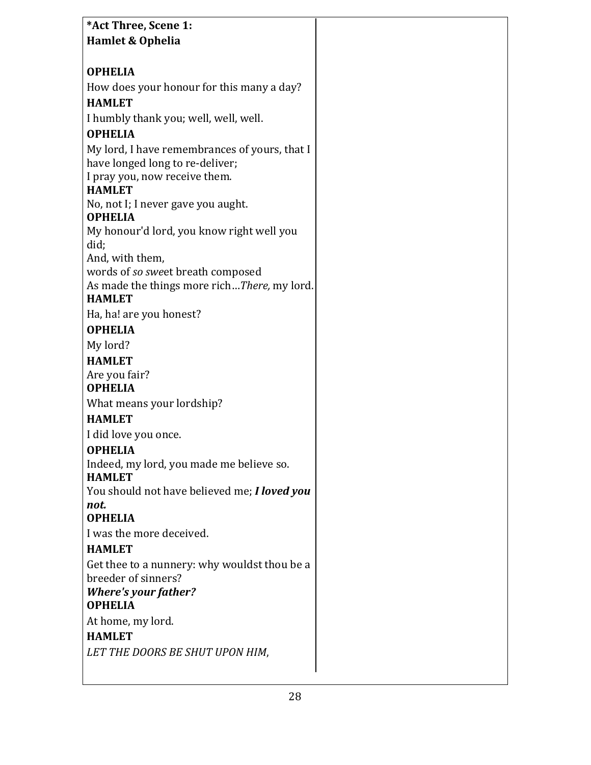**\*Act Three, Scene 1:**
**Hamlet & Ophelia**

**OPHELIA**

How does your honour for this many a day?

**HAMLET**

I humbly thank you; well, well, well.

**OPHELIA**

My lord, I have remembrances of yours, that I have longed long to re-deliver;
I pray you, now receive them.

**HAMLET**

No, not I; I never gave you aught.

**OPHELIA**

My honour'd lord, you know right well you did;
And, with them,
words of *so swe*et breath composed
As made the things more rich…*There,* my lord.

**HAMLET**

Ha, ha! are you honest?

**OPHELIA**

My lord?

**HAMLET**

Are you fair?

**OPHELIA**

What means your lordship?

**HAMLET**

I did love you once.

**OPHELIA**

Indeed, my lord, you made me believe so.

**HAMLET**

You should not have believed me; ***I loved you not.***

**OPHELIA**

I was the more deceived.

**HAMLET**

Get thee to a nunnery: why wouldst thou be a breeder of sinners?
***Where's your father?***

**OPHELIA**

At home, my lord.

**HAMLET**

*LET THE DOORS BE SHUT UPON HIM*,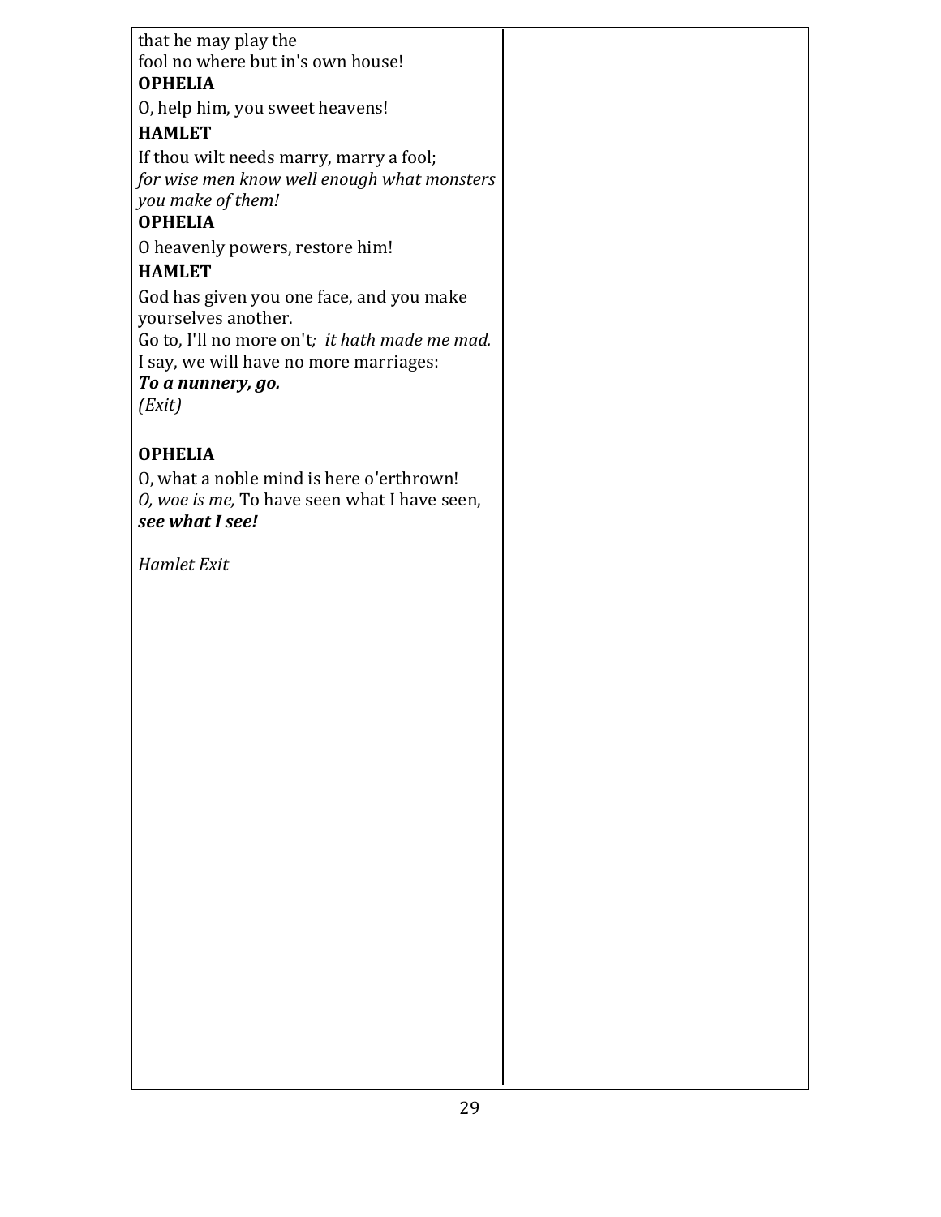that he may play the
fool no where but in's own house!

**OPHELIA**

O, help him, you sweet heavens!

**HAMLET**

If thou wilt needs marry, marry a fool;
*for wise men know well enough what monsters you make of them!*

**OPHELIA**

O heavenly powers, restore him!

**HAMLET**

God has given you one face, and you make yourselves another.
Go to, I'll no more on't*; it hath made me mad.*
I say, we will have no more marriages:
***To a nunnery, go.***
*(Exit)*

**OPHELIA**

O, what a noble mind is here o'erthrown!
*O, woe is me,* To have seen what I have seen, ***see what I see!***

*Hamlet Exit*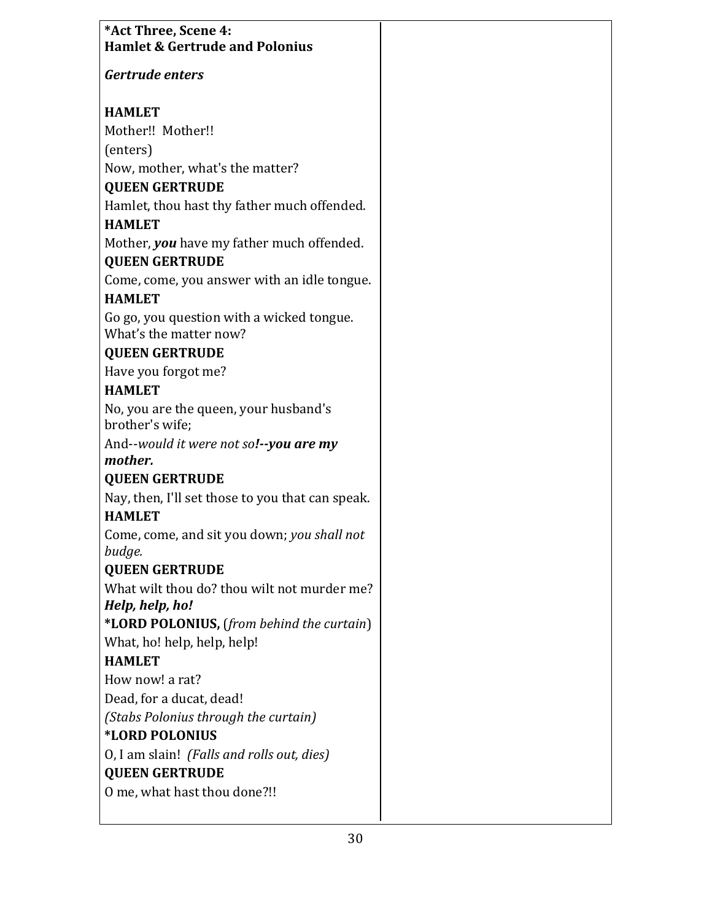**\*Act Three, Scene 4:**
**Hamlet & Gertrude and Polonius**

***Gertrude enters***

**HAMLET**

Mother!! Mother!!

(enters)

Now, mother, what's the matter?

**QUEEN GERTRUDE**

Hamlet, thou hast thy father much offended.

**HAMLET**

Mother, ***you*** have my father much offended.

**QUEEN GERTRUDE**

Come, come, you answer with an idle tongue.

**HAMLET**

Go go, you question with a wicked tongue.
What's the matter now?

**QUEEN GERTRUDE**

Have you forgot me?

**HAMLET**

No, you are the queen, your husband's brother's wife;

And--*would it were not so*___!--you are my mother.___

**QUEEN GERTRUDE**

Nay, then, I'll set those to you that can speak.

**HAMLET**

Come, come, and sit you down; *you shall not budge.*

**QUEEN GERTRUDE**

What wilt thou do? thou wilt not murder me?
***Help, help, ho!***

**\*LORD POLONIUS,** (*from behind the curtain*)

What, ho! help, help, help!

**HAMLET**

How now! a rat?

Dead, for a ducat, dead!

*(Stabs Polonius through the curtain)*

**\*LORD POLONIUS**

O, I am slain! *(Falls and rolls out, dies)*

**QUEEN GERTRUDE**

O me, what hast thou done?!!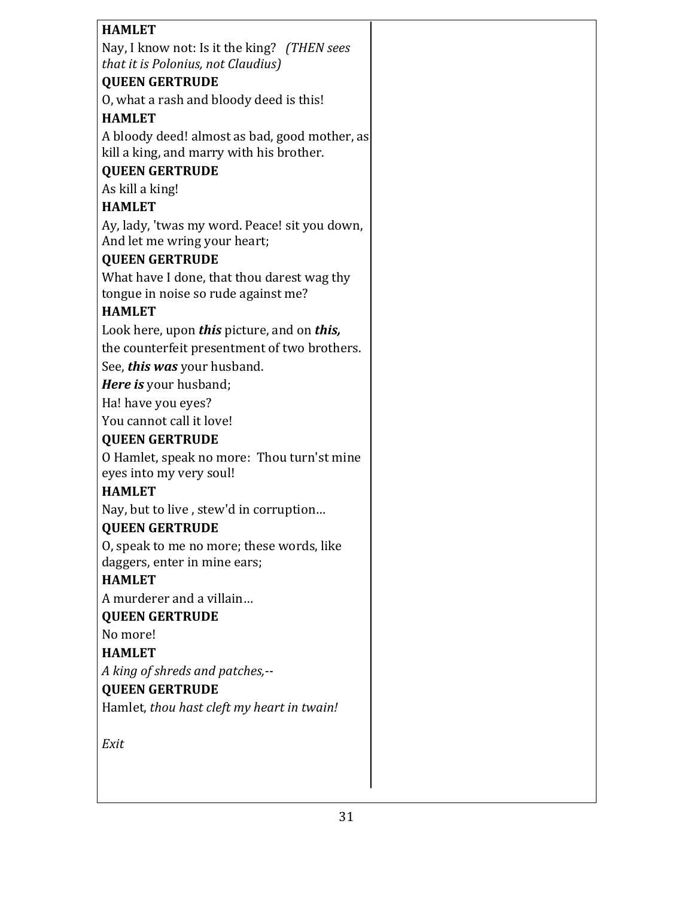**HAMLET**

Nay, I know not: Is it the king? *(THEN sees that it is Polonius, not Claudius)*

**QUEEN GERTRUDE**

O, what a rash and bloody deed is this!

**HAMLET**

A bloody deed! almost as bad, good mother, as kill a king, and marry with his brother.

**QUEEN GERTRUDE**

As kill a king!

**HAMLET**

Ay, lady, 'twas my word. Peace! sit you down, And let me wring your heart;

**QUEEN GERTRUDE**

What have I done, that thou darest wag thy tongue in noise so rude against me?

**HAMLET**

Look here, upon ***this*** picture, and on ***this,***

the counterfeit presentment of two brothers.

See, ***this was*** your husband.

***Here is*** your husband;

Ha! have you eyes?

You cannot call it love!

**QUEEN GERTRUDE**

O Hamlet, speak no more: Thou turn'st mine eyes into my very soul!

**HAMLET**

Nay, but to live , stew'd in corruption…

**QUEEN GERTRUDE**

O, speak to me no more; these words, like daggers, enter in mine ears;

**HAMLET**

A murderer and a villain…

**QUEEN GERTRUDE**

No more!

**HAMLET**

*A king of shreds and patches,*--

**QUEEN GERTRUDE**

Hamlet, *thou hast cleft my heart in twain!*

*Exit*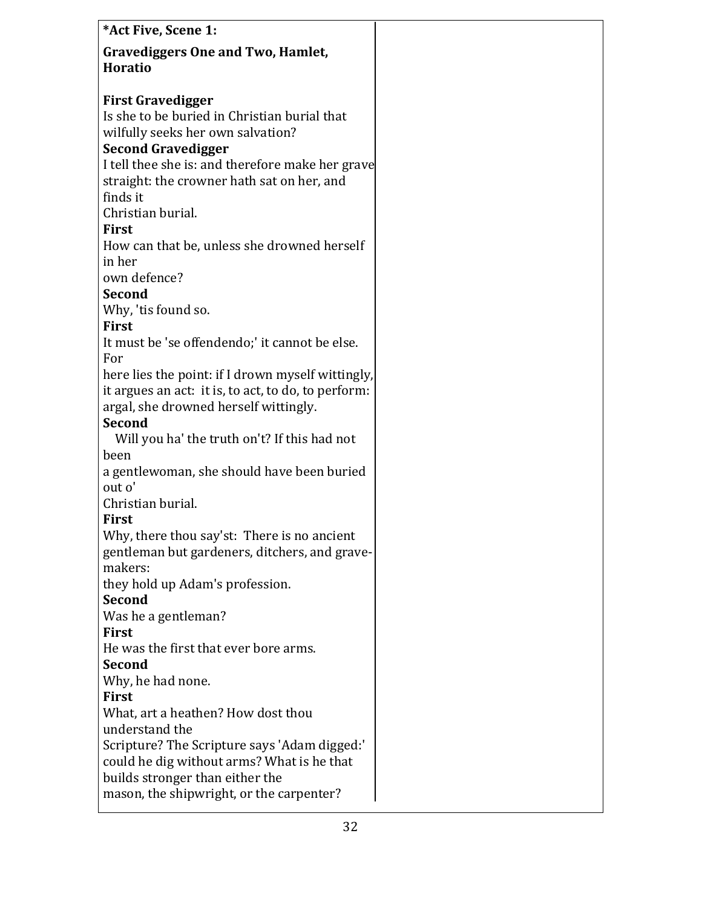**\*Act Five, Scene 1:**

**Gravediggers One and Two, Hamlet, Horatio**

**First Gravedigger**
Is she to be buried in Christian burial that wilfully seeks her own salvation?
**Second Gravedigger**
I tell thee she is: and therefore make her grave straight: the crowner hath sat on her, and finds it
Christian burial.
**First**
How can that be, unless she drowned herself in her
own defence?
**Second**
Why, 'tis found so.
**First**
It must be 'se offendendo;' it cannot be else. For
here lies the point: if I drown myself wittingly, it argues an act: it is, to act, to do, to perform: argal, she drowned herself wittingly.
**Second**
Will you ha' the truth on't? If this had not been
a gentlewoman, she should have been buried out o'
Christian burial.
**First**
Why, there thou say'st: There is no ancient gentleman but gardeners, ditchers, and grave-makers:
they hold up Adam's profession.
**Second**
Was he a gentleman?
**First**
He was the first that ever bore arms.
**Second**
Why, he had none.
**First**
What, art a heathen? How dost thou understand the
Scripture? The Scripture says 'Adam digged:' could he dig without arms? What is he that builds stronger than either the
mason, the shipwright, or the carpenter?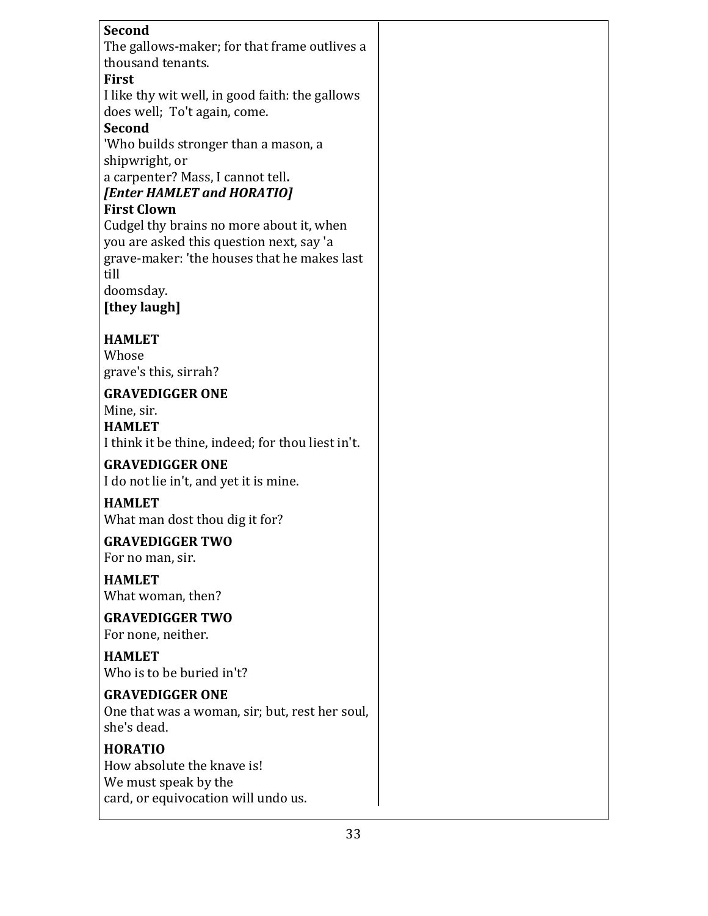**Second**
The gallows-maker; for that frame outlives a thousand tenants.
**First**
I like thy wit well, in good faith: the gallows does well;  To't again, come.
**Second**
'Who builds stronger than a mason, a shipwright, or
a carpenter? Mass, I cannot tell**.**
***[Enter HAMLET and HORATIO]***
**First Clown**
Cudgel thy brains no more about it, when you are asked this question next, say 'a grave-maker: 'the houses that he makes last till
doomsday.
**[they laugh]**

**HAMLET**
Whose
grave's this, sirrah?

**GRAVEDIGGER ONE**
Mine, sir.
**HAMLET**
I think it be thine, indeed; for thou liest in't.

**GRAVEDIGGER ONE**
I do not lie in't, and yet it is mine.

**HAMLET**
What man dost thou dig it for?

**GRAVEDIGGER TWO**
For no man, sir.

**HAMLET**
What woman, then?

**GRAVEDIGGER TWO**
For none, neither.

**HAMLET**
Who is to be buried in't?

**GRAVEDIGGER ONE**
One that was a woman, sir; but, rest her soul, she's dead.

**HORATIO**
How absolute the knave is!
We must speak by the
card, or equivocation will undo us.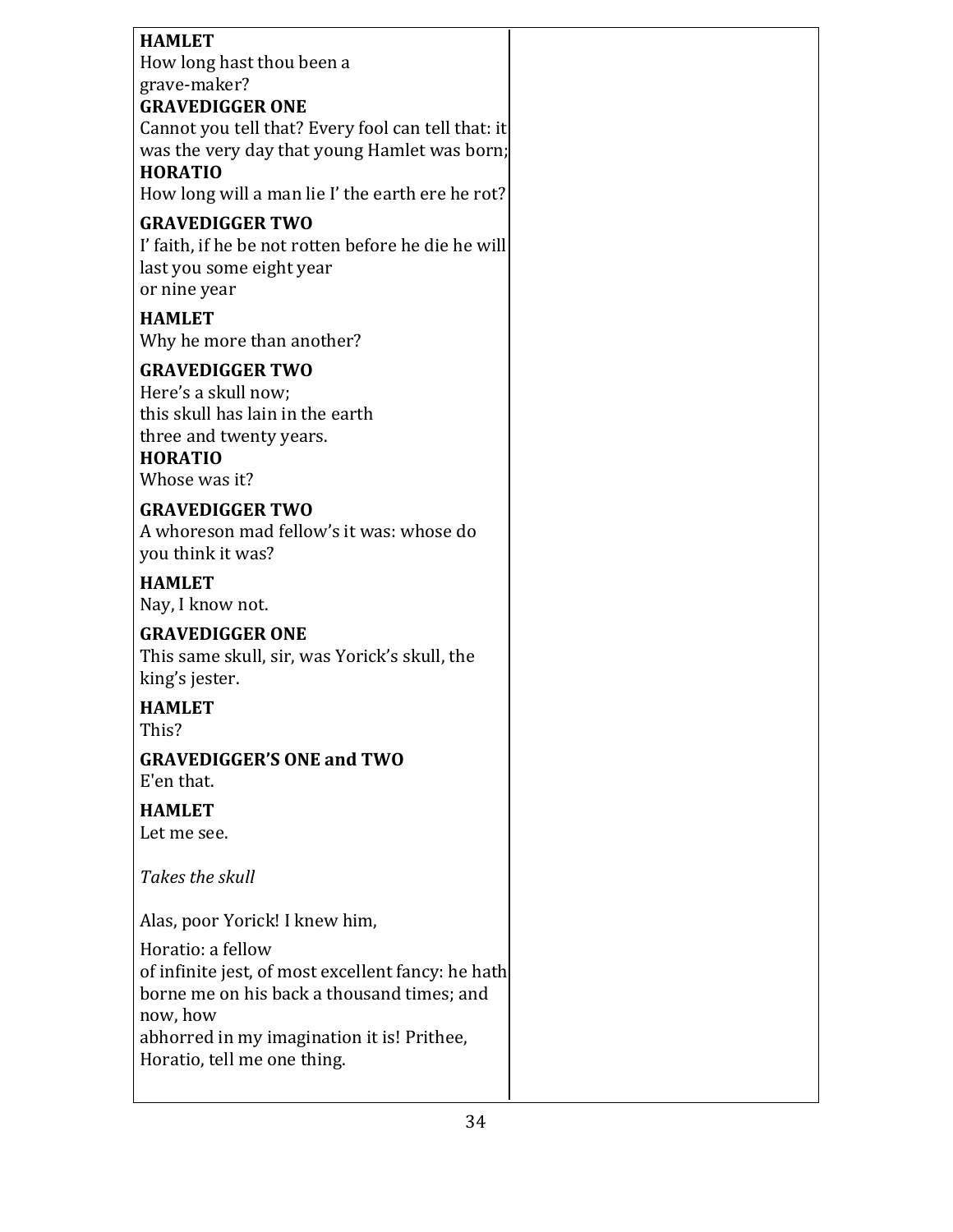**HAMLET**
How long hast thou been a
grave-maker?

**GRAVEDIGGER ONE**
Cannot you tell that? Every fool can tell that: it was the very day that young Hamlet was born;

**HORATIO**
How long will a man lie I' the earth ere he rot?

**GRAVEDIGGER TWO**
I' faith, if he be not rotten before he die he will last you some eight year
or nine year

**HAMLET**
Why he more than another?

**GRAVEDIGGER TWO**
Here's a skull now;
this skull has lain in the earth
three and twenty years.

**HORATIO**
Whose was it?

**GRAVEDIGGER TWO**
A whoreson mad fellow's it was: whose do you think it was?

**HAMLET**
Nay, I know not.

**GRAVEDIGGER ONE**
This same skull, sir, was Yorick's skull, the king's jester.

**HAMLET**
This?

**GRAVEDIGGER'S ONE and TWO**
E'en that.

**HAMLET**
Let me see.

*Takes the skull*

Alas, poor Yorick! I knew him,

Horatio: a fellow
of infinite jest, of most excellent fancy: he hath borne me on his back a thousand times; and now, how
abhorred in my imagination it is! Prithee, Horatio, tell me one thing.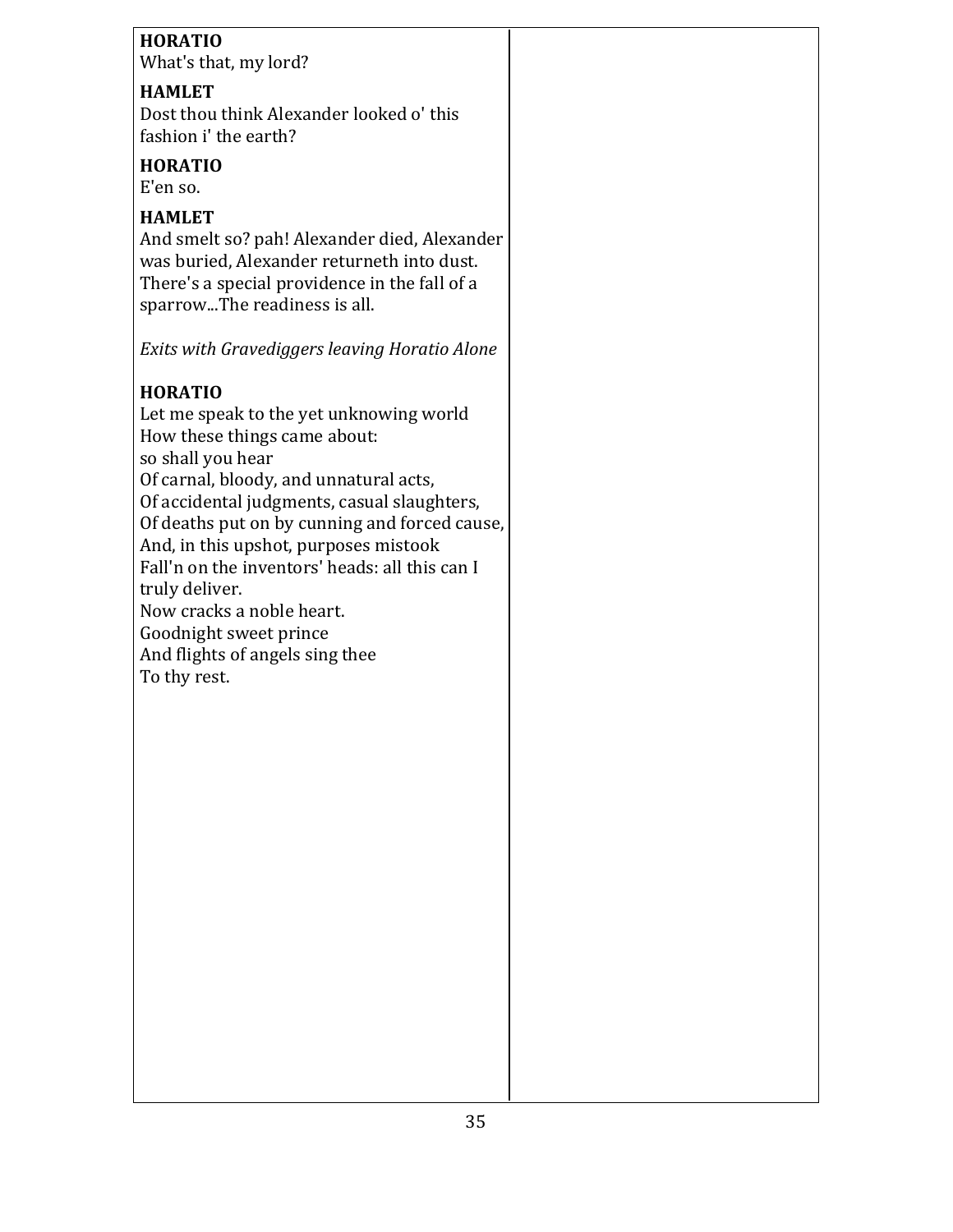**HORATIO**
What's that, my lord?

**HAMLET**
Dost thou think Alexander looked o' this fashion i' the earth?

**HORATIO**
E'en so.

**HAMLET**
And smelt so? pah! Alexander died, Alexander was buried, Alexander returneth into dust. There's a special providence in the fall of a sparrow...The readiness is all.

*Exits with Gravediggers leaving Horatio Alone*

**HORATIO**
Let me speak to the yet unknowing world
How these things came about:
so shall you hear
Of carnal, bloody, and unnatural acts,
Of accidental judgments, casual slaughters,
Of deaths put on by cunning and forced cause,
And, in this upshot, purposes mistook
Fall'n on the inventors' heads: all this can I truly deliver.
Now cracks a noble heart.
Goodnight sweet prince
And flights of angels sing thee
To thy rest.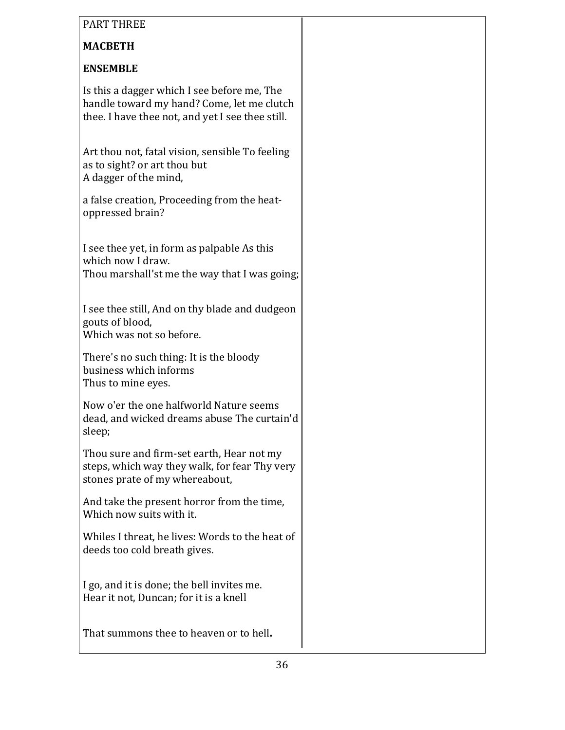PART THREE

**MACBETH**

**ENSEMBLE**

Is this a dagger which I see before me, The handle toward my hand? Come, let me clutch thee. I have thee not, and yet I see thee still.

Art thou not, fatal vision, sensible To feeling as to sight? or art thou but
A dagger of the mind,

a false creation, Proceeding from the heat-oppressed brain?

I see thee yet, in form as palpable As this which now I draw.
Thou marshall'st me the way that I was going;

I see thee still, And on thy blade and dudgeon gouts of blood,
Which was not so before.

There's no such thing: It is the bloody business which informs
Thus to mine eyes.

Now o'er the one halfworld Nature seems dead, and wicked dreams abuse The curtain'd sleep;

Thou sure and firm-set earth, Hear not my steps, which way they walk, for fear Thy very stones prate of my whereabout,

And take the present horror from the time, Which now suits with it.

Whiles I threat, he lives: Words to the heat of deeds too cold breath gives.

I go, and it is done; the bell invites me.
Hear it not, Duncan; for it is a knell

That summons thee to heaven or to hell.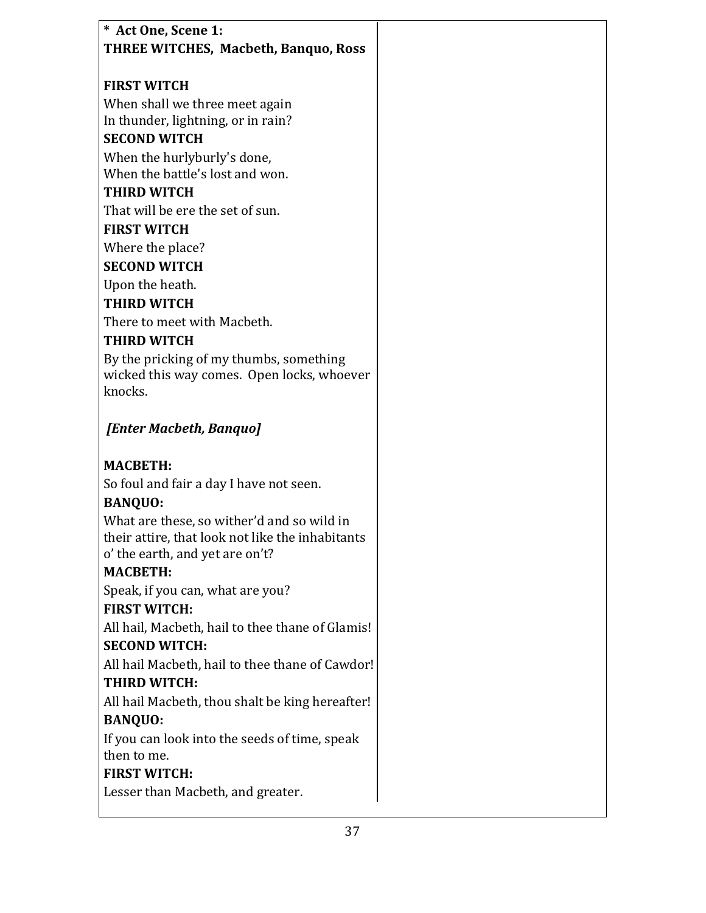**\* Act One, Scene 1:**
**THREE WITCHES, Macbeth, Banquo, Ross**

**FIRST WITCH**
When shall we three meet again
In thunder, lightning, or in rain?
**SECOND WITCH**
When the hurlyburly's done,
When the battle's lost and won.
**THIRD WITCH**
That will be ere the set of sun.
**FIRST WITCH**
Where the place?
**SECOND WITCH**
Upon the heath.
**THIRD WITCH**
There to meet with Macbeth.
**THIRD WITCH**
By the pricking of my thumbs, something wicked this way comes. Open locks, whoever knocks.

***[Enter Macbeth, Banquo]***

**MACBETH:**
So foul and fair a day I have not seen.
**BANQUO:**
What are these, so wither'd and so wild in their attire, that look not like the inhabitants o' the earth, and yet are on't?
**MACBETH:**
Speak, if you can, what are you?
**FIRST WITCH:**
All hail, Macbeth, hail to thee thane of Glamis!
**SECOND WITCH:**
All hail Macbeth, hail to thee thane of Cawdor!
**THIRD WITCH:**
All hail Macbeth, thou shalt be king hereafter!
**BANQUO:**
If you can look into the seeds of time, speak then to me.
**FIRST WITCH:**
Lesser than Macbeth, and greater.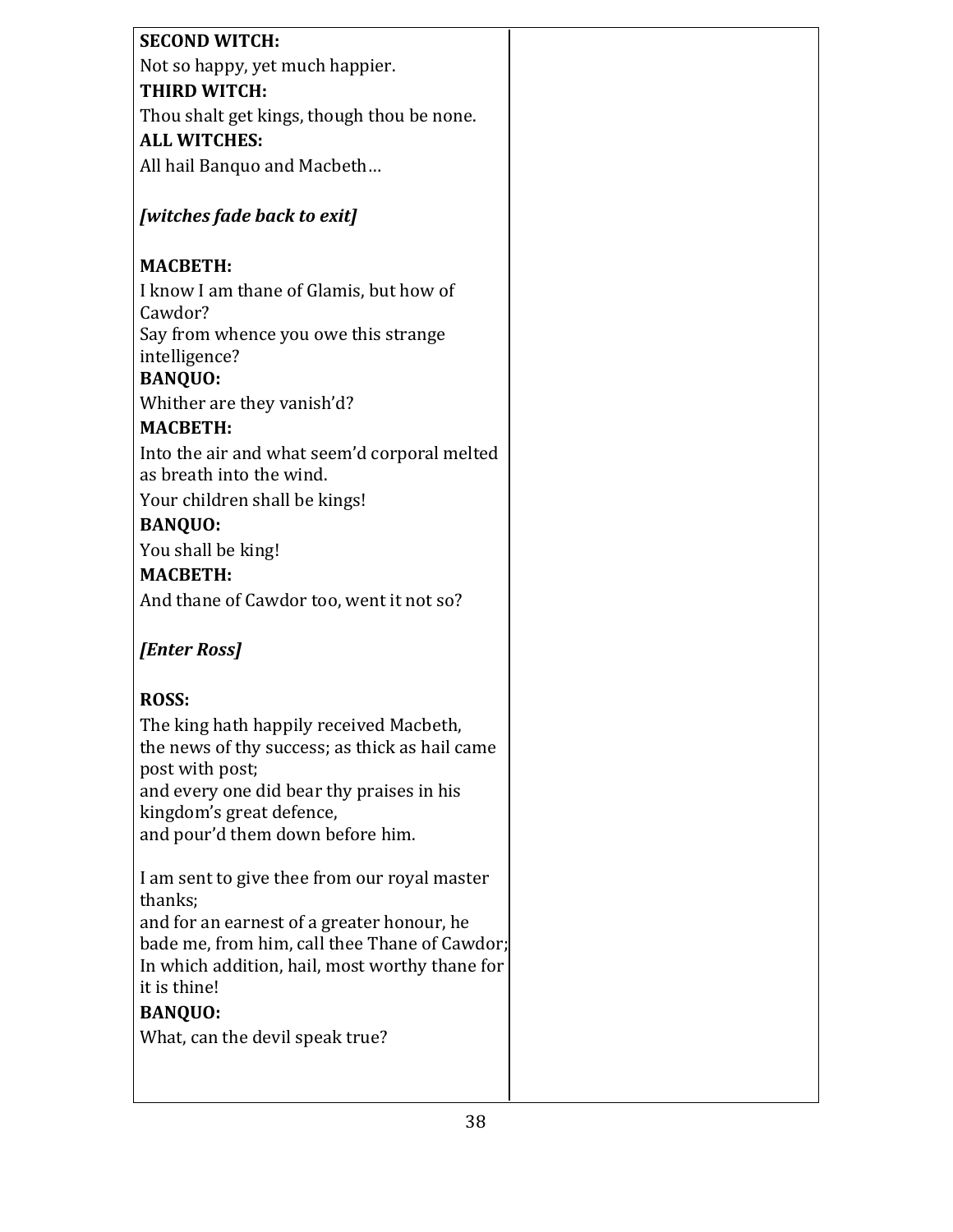**SECOND WITCH:**

Not so happy, yet much happier.

**THIRD WITCH:**

Thou shalt get kings, though thou be none.

**ALL WITCHES:**

All hail Banquo and Macbeth…

***[witches fade back to exit]***

**MACBETH:**

I know I am thane of Glamis, but how of Cawdor?
Say from whence you owe this strange intelligence?

**BANQUO:**

Whither are they vanish'd?

**MACBETH:**

Into the air and what seem'd corporal melted as breath into the wind.

Your children shall be kings!

**BANQUO:**

You shall be king!

**MACBETH:**

And thane of Cawdor too, went it not so?

***[Enter Ross]***

**ROSS:**

The king hath happily received Macbeth,
the news of thy success; as thick as hail came post with post;
and every one did bear thy praises in his kingdom's great defence,
and pour'd them down before him.

I am sent to give thee from our royal master thanks;
and for an earnest of a greater honour, he bade me, from him, call thee Thane of Cawdor;
In which addition, hail, most worthy thane for it is thine!

**BANQUO:**

What, can the devil speak true?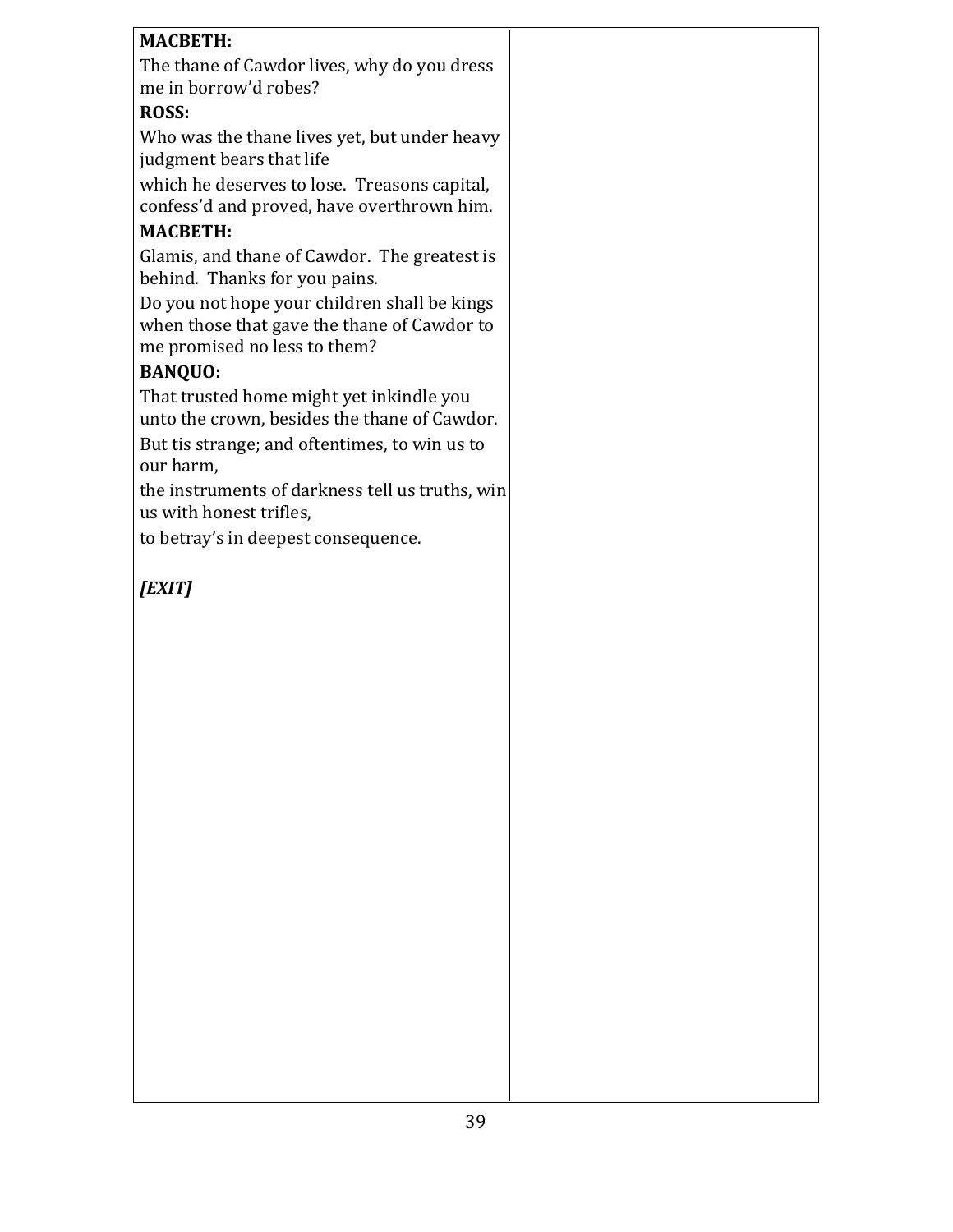**MACBETH:**

The thane of Cawdor lives, why do you dress me in borrow'd robes?

**ROSS:**

Who was the thane lives yet, but under heavy judgment bears that life

which he deserves to lose. Treasons capital, confess'd and proved, have overthrown him.

**MACBETH:**

Glamis, and thane of Cawdor. The greatest is behind. Thanks for you pains.

Do you not hope your children shall be kings when those that gave the thane of Cawdor to me promised no less to them?

**BANQUO:**

That trusted home might yet inkindle you unto the crown, besides the thane of Cawdor.

But tis strange; and oftentimes, to win us to our harm,

the instruments of darkness tell us truths, win us with honest trifles,

to betray's in deepest consequence.

***[EXIT]***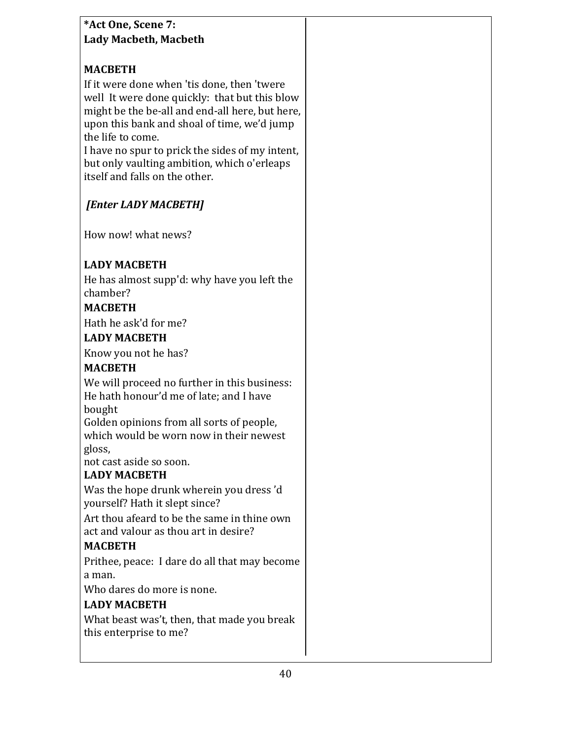**\*Act One, Scene 7:**
**Lady Macbeth, Macbeth**

**MACBETH**

If it were done when 'tis done, then 'twere well It were done quickly: that but this blow might be the be-all and end-all here, but here, upon this bank and shoal of time, we'd jump the life to come.
I have no spur to prick the sides of my intent, but only vaulting ambition, which o'erleaps itself and falls on the other.

***[Enter LADY MACBETH]***

How now! what news?

**LADY MACBETH**

He has almost supp'd: why have you left the chamber?

**MACBETH**

Hath he ask'd for me?

**LADY MACBETH**

Know you not he has?

**MACBETH**

We will proceed no further in this business:
He hath honour'd me of late; and I have bought
Golden opinions from all sorts of people, which would be worn now in their newest gloss,
not cast aside so soon.

**LADY MACBETH**

Was the hope drunk wherein you dress 'd yourself? Hath it slept since?
Art thou afeard to be the same in thine own act and valour as thou art in desire?

**MACBETH**

Prithee, peace: I dare do all that may become a man.
Who dares do more is none.

**LADY MACBETH**

What beast was't, then, that made you break this enterprise to me?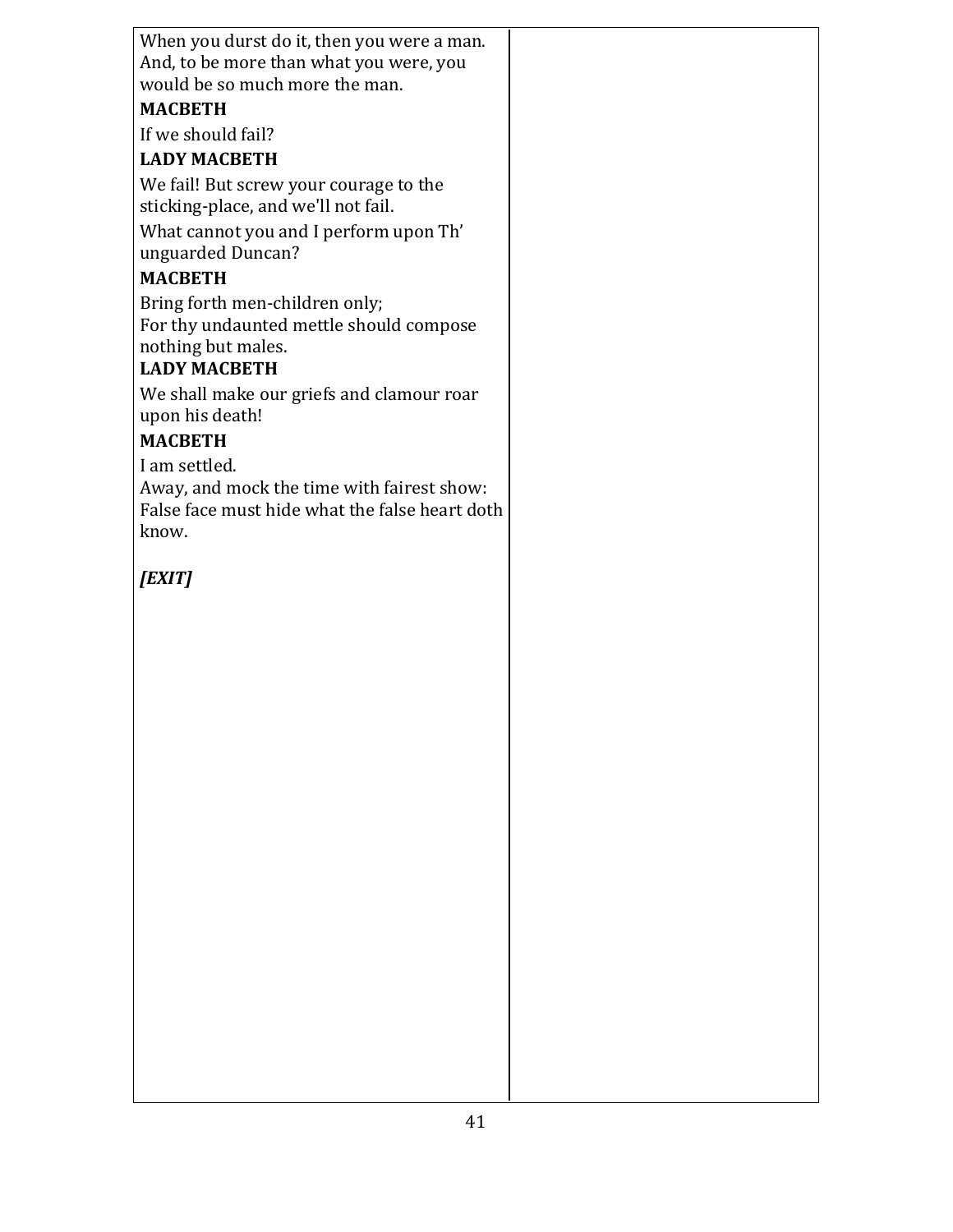When you durst do it, then you were a man.
And, to be more than what you were, you would be so much more the man.

**MACBETH**

If we should fail?

**LADY MACBETH**

We fail! But screw your courage to the sticking-place, and we'll not fail.

What cannot you and I perform upon Th' unguarded Duncan?

**MACBETH**

Bring forth men-children only;
For thy undaunted mettle should compose nothing but males.

**LADY MACBETH**

We shall make our griefs and clamour roar upon his death!

**MACBETH**

I am settled.
Away, and mock the time with fairest show:
False face must hide what the false heart doth know.

***[EXIT]***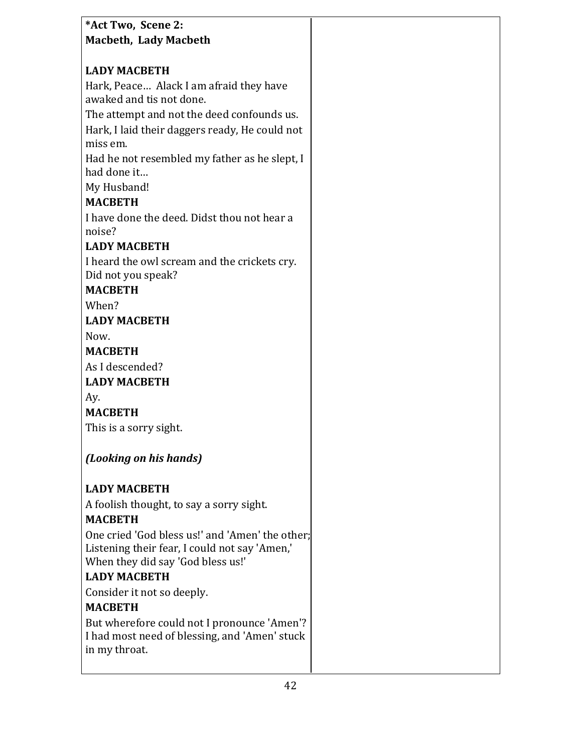**\*Act Two, Scene 2:**
**Macbeth, Lady Macbeth**

**LADY MACBETH**

Hark, Peace… Alack I am afraid they have awaked and tis not done.

The attempt and not the deed confounds us.

Hark, I laid their daggers ready, He could not miss em.

Had he not resembled my father as he slept, I had done it…

My Husband!

**MACBETH**

I have done the deed. Didst thou not hear a noise?

**LADY MACBETH**

I heard the owl scream and the crickets cry. Did not you speak?

**MACBETH**

When?

**LADY MACBETH**

Now.

**MACBETH**

As I descended?

**LADY MACBETH**

Ay.

**MACBETH**

This is a sorry sight.

***(Looking on his hands)***

**LADY MACBETH**

A foolish thought, to say a sorry sight.

**MACBETH**

One cried 'God bless us!' and 'Amen' the other;
Listening their fear, I could not say 'Amen,'
When they did say 'God bless us!'

**LADY MACBETH**

Consider it not so deeply.

**MACBETH**

But wherefore could not I pronounce 'Amen'?
I had most need of blessing, and 'Amen' stuck in my throat.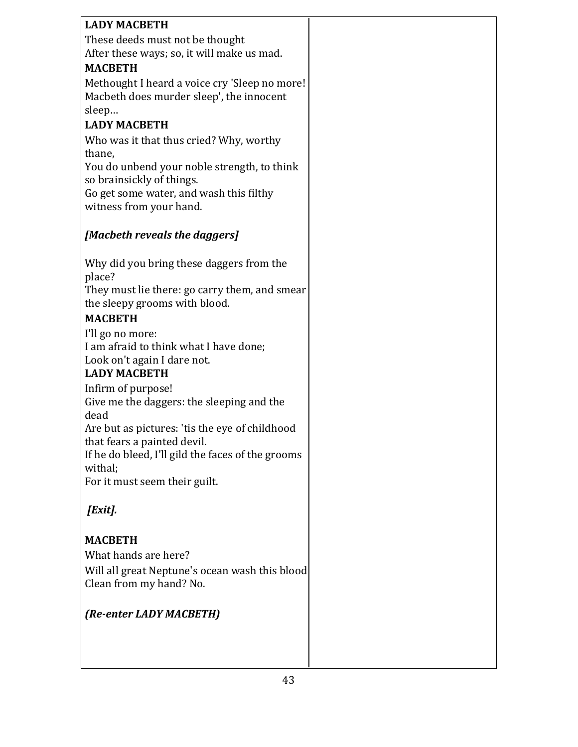**LADY MACBETH**

These deeds must not be thought
After these ways; so, it will make us mad.

**MACBETH**

Methought I heard a voice cry 'Sleep no more!
Macbeth does murder sleep', the innocent sleep…

**LADY MACBETH**

Who was it that thus cried? Why, worthy thane,
You do unbend your noble strength, to think so brainsickly of things.
Go get some water, and wash this filthy witness from your hand.

***[Macbeth reveals the daggers]***

Why did you bring these daggers from the place?
They must lie there: go carry them, and smear the sleepy grooms with blood.

**MACBETH**

I'll go no more:
I am afraid to think what I have done;
Look on't again I dare not.

**LADY MACBETH**

Infirm of purpose!
Give me the daggers: the sleeping and the dead
Are but as pictures: 'tis the eye of childhood that fears a painted devil.
If he do bleed, I'll gild the faces of the grooms withal;
For it must seem their guilt.

***[Exit].***

**MACBETH**

What hands are here?

Will all great Neptune's ocean wash this blood
Clean from my hand? No.

***(Re-enter LADY MACBETH)***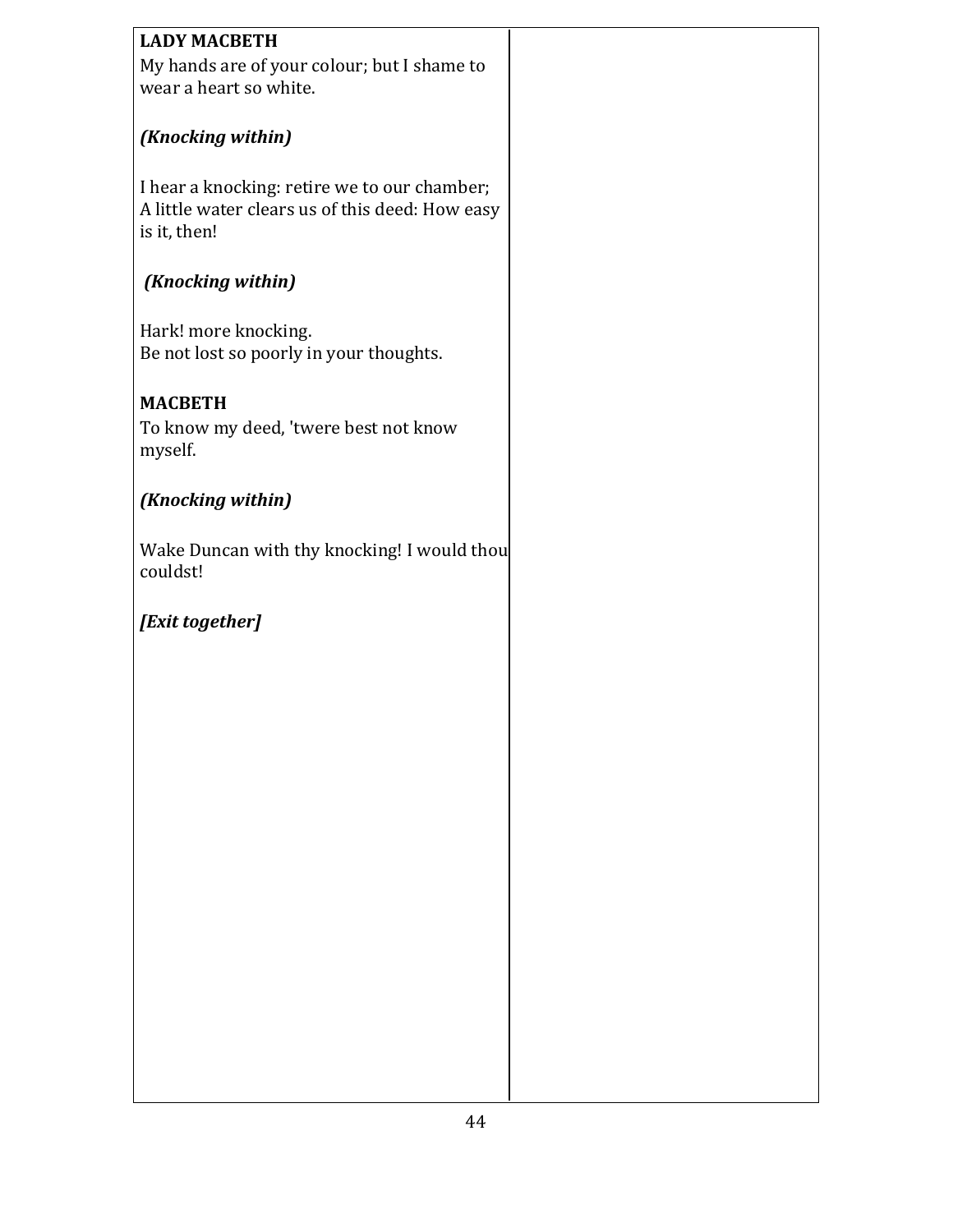**LADY MACBETH**

My hands are of your colour; but I shame to wear a heart so white.

***(Knocking within)***

I hear a knocking: retire we to our chamber;
A little water clears us of this deed: How easy is it, then!

***(Knocking within)***

Hark! more knocking.
Be not lost so poorly in your thoughts.

**MACBETH**

To know my deed, 'twere best not know myself.

***(Knocking within)***

Wake Duncan with thy knocking! I would thou couldst!

***[Exit together]***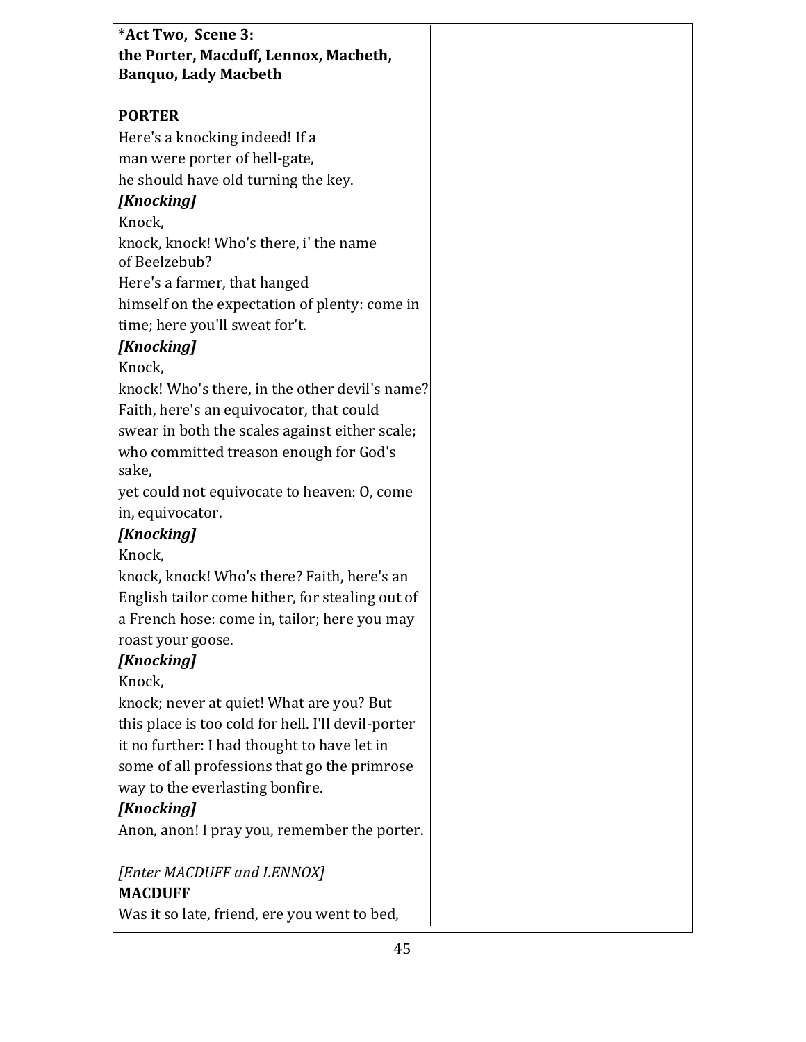**\*Act Two, Scene 3:**
**the Porter, Macduff, Lennox, Macbeth, Banquo, Lady Macbeth**

**PORTER**
Here's a knocking indeed! If a
man were porter of hell-gate,
he should have old turning the key.
***[Knocking]***
Knock,
knock, knock! Who's there, i' the name
of Beelzebub?
Here's a farmer, that hanged
himself on the expectation of plenty: come in
time; here you'll sweat for't.
***[Knocking]***
Knock,
knock! Who's there, in the other devil's name?
Faith, here's an equivocator, that could
swear in both the scales against either scale;
who committed treason enough for God's
sake,
yet could not equivocate to heaven: O, come
in, equivocator.
***[Knocking]***
Knock,
knock, knock! Who's there? Faith, here's an
English tailor come hither, for stealing out of
a French hose: come in, tailor; here you may
roast your goose.
***[Knocking]***
Knock,
knock; never at quiet! What are you? But
this place is too cold for hell. I'll devil-porter
it no further: I had thought to have let in
some of all professions that go the primrose
way to the everlasting bonfire.
***[Knocking]***
Anon, anon! I pray you, remember the porter.

*[Enter MACDUFF and LENNOX]*
**MACDUFF**
Was it so late, friend, ere you went to bed,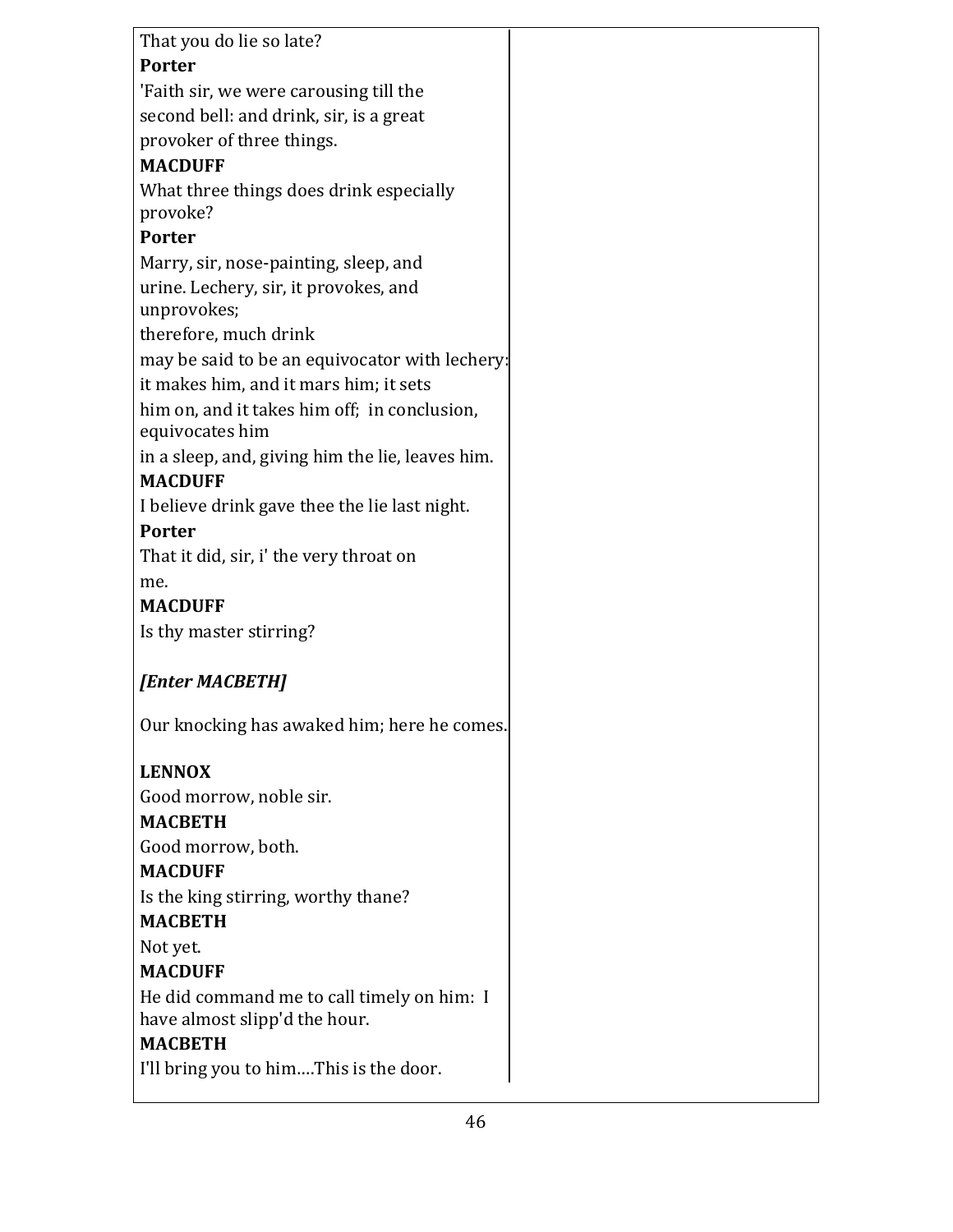That you do lie so late?

**Porter**

'Faith sir, we were carousing till the
second bell: and drink, sir, is a great
provoker of three things.

**MACDUFF**

What three things does drink especially
provoke?

**Porter**

Marry, sir, nose-painting, sleep, and
urine. Lechery, sir, it provokes, and
unprovokes;
therefore, much drink
may be said to be an equivocator with lechery:
it makes him, and it mars him; it sets
him on, and it takes him off; in conclusion,
equivocates him
in a sleep, and, giving him the lie, leaves him.

**MACDUFF**

I believe drink gave thee the lie last night.

**Porter**

That it did, sir, i' the very throat on
me.

**MACDUFF**

Is thy master stirring?

***[Enter MACBETH]***

Our knocking has awaked him; here he comes.

**LENNOX**

Good morrow, noble sir.

**MACBETH**

Good morrow, both.

**MACDUFF**

Is the king stirring, worthy thane?

**MACBETH**

Not yet.

**MACDUFF**

He did command me to call timely on him: I
have almost slipp'd the hour.

**MACBETH**

I'll bring you to him....This is the door.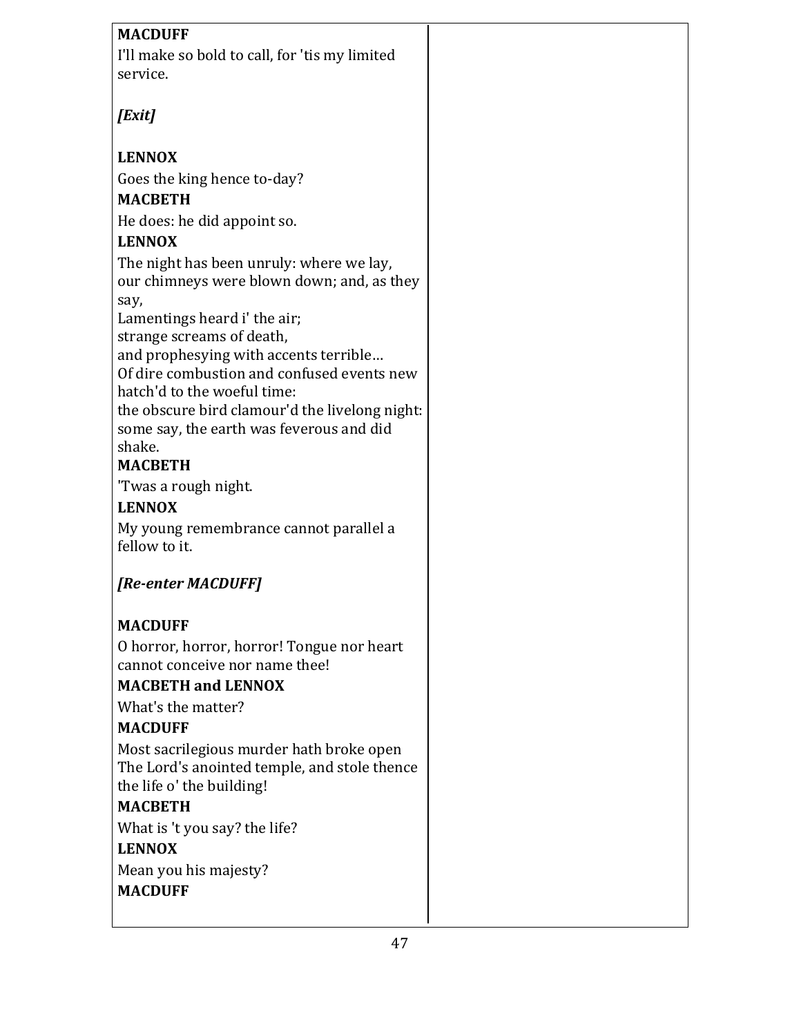**MACDUFF**

I'll make so bold to call, for 'tis my limited service.

*[Exit]*

**LENNOX**

Goes the king hence to-day?

**MACBETH**

He does: he did appoint so.

**LENNOX**

The night has been unruly: where we lay,
our chimneys were blown down; and, as they say,
Lamentings heard i' the air;
strange screams of death,
and prophesying with accents terrible…
Of dire combustion and confused events new hatch'd to the woeful time:
the obscure bird clamour'd the livelong night:
some say, the earth was feverous and did shake.

**MACBETH**

'Twas a rough night.

**LENNOX**

My young remembrance cannot parallel a fellow to it.

*[Re-enter MACDUFF]*

**MACDUFF**

O horror, horror, horror! Tongue nor heart cannot conceive nor name thee!

**MACBETH and LENNOX**

What's the matter?

**MACDUFF**

Most sacrilegious murder hath broke open
The Lord's anointed temple, and stole thence the life o' the building!

**MACBETH**

What is 't you say? the life?

**LENNOX**

Mean you his majesty?

**MACDUFF**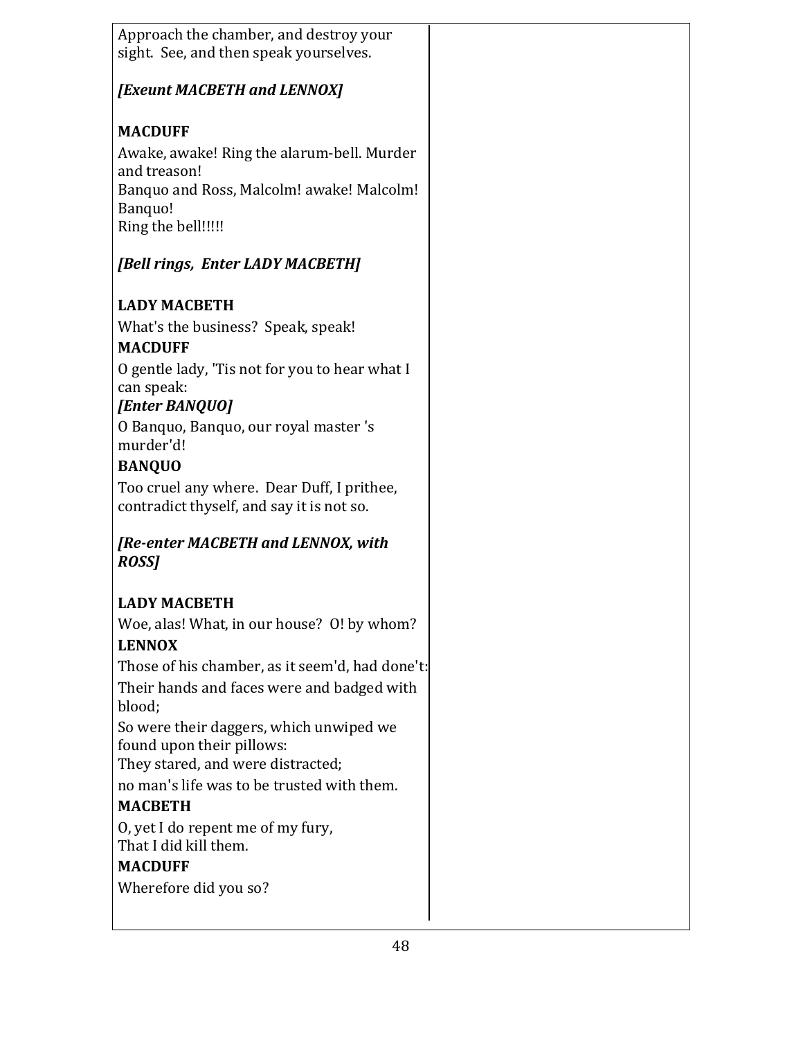Approach the chamber, and destroy your sight. See, and then speak yourselves.

***[Exeunt MACBETH and LENNOX]***

**MACDUFF**

Awake, awake! Ring the alarum-bell. Murder and treason!
Banquo and Ross, Malcolm! awake! Malcolm! Banquo!
Ring the bell!!!!!

***[Bell rings, Enter LADY MACBETH]***

**LADY MACBETH**

What's the business? Speak, speak!

**MACDUFF**

O gentle lady, 'Tis not for you to hear what I can speak:

***[Enter BANQUO]***

O Banquo, Banquo, our royal master 's murder'd!

**BANQUO**

Too cruel any where. Dear Duff, I prithee, contradict thyself, and say it is not so.

***[Re-enter MACBETH and LENNOX, with ROSS]***

**LADY MACBETH**

Woe, alas! What, in our house? O! by whom?

**LENNOX**

Those of his chamber, as it seem'd, had done't:

Their hands and faces were and badged with blood;

So were their daggers, which unwiped we found upon their pillows:

They stared, and were distracted;

no man's life was to be trusted with them.

**MACBETH**

O, yet I do repent me of my fury,
That I did kill them.

**MACDUFF**

Wherefore did you so?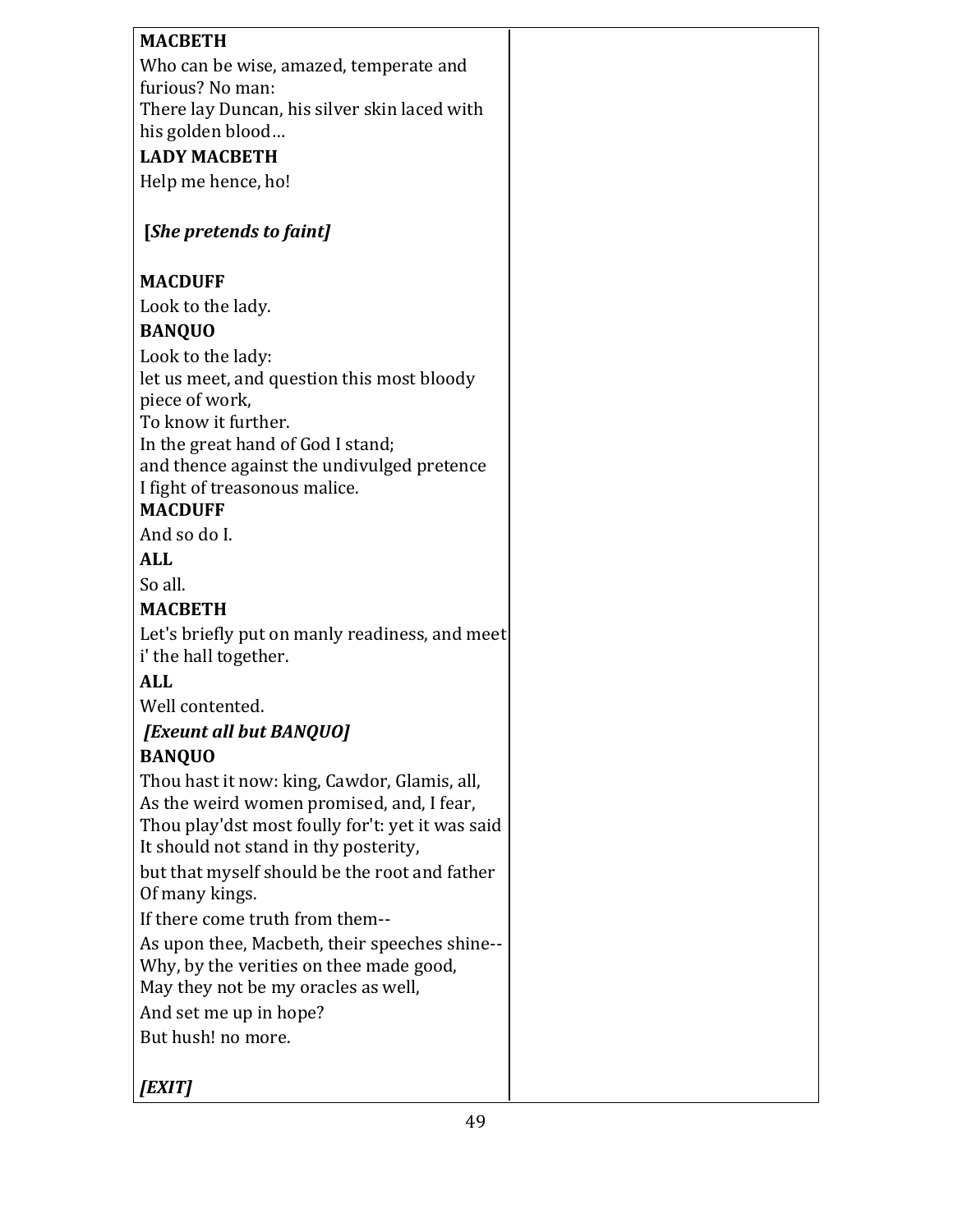**MACBETH**

Who can be wise, amazed, temperate and furious? No man:
There lay Duncan, his silver skin laced with his golden blood…

**LADY MACBETH**

Help me hence, ho!

**[*She pretends to faint]***

**MACDUFF**

Look to the lady.

**BANQUO**

Look to the lady:
let us meet, and question this most bloody piece of work,
To know it further.
In the great hand of God I stand;
and thence against the undivulged pretence
I fight of treasonous malice.

**MACDUFF**

And so do I.

**ALL**

So all.

**MACBETH**

Let's briefly put on manly readiness, and meet i' the hall together.

**ALL**

Well contented.

***[Exeunt all but BANQUO]***

**BANQUO**

Thou hast it now: king, Cawdor, Glamis, all,
As the weird women promised, and, I fear,
Thou play'dst most foully for't: yet it was said
It should not stand in thy posterity,
but that myself should be the root and father
Of many kings.
If there come truth from them--
As upon thee, Macbeth, their speeches shine--
Why, by the verities on thee made good,
May they not be my oracles as well,
And set me up in hope?
But hush! no more.

***[EXIT]***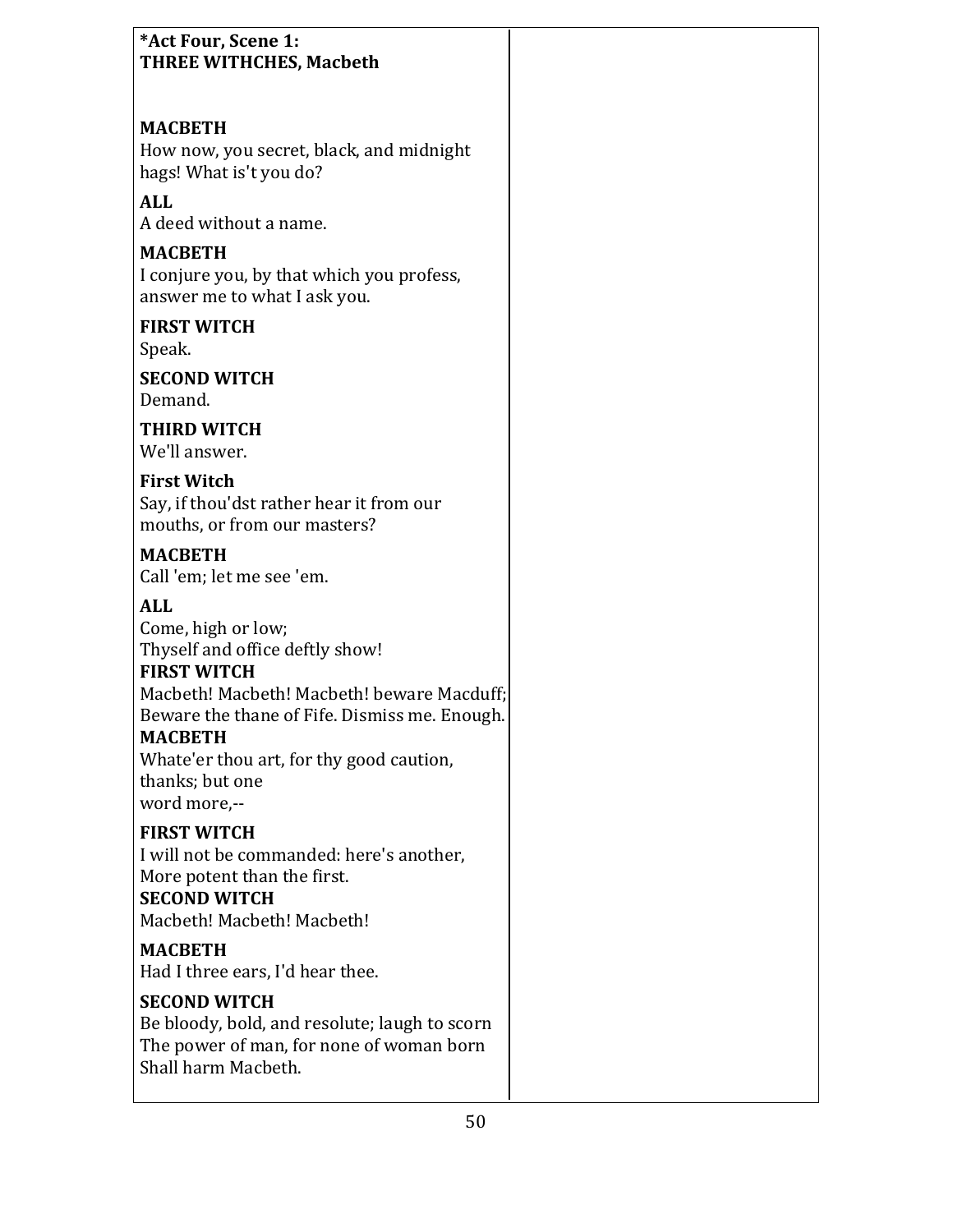**\*Act Four, Scene 1:**
**THREE WITHCHES, Macbeth**

**MACBETH**
How now, you secret, black, and midnight hags! What is't you do?

**ALL**
A deed without a name.

**MACBETH**
I conjure you, by that which you profess, answer me to what I ask you.

**FIRST WITCH**
Speak.

**SECOND WITCH**
Demand.

**THIRD WITCH**
We'll answer.

**First Witch**
Say, if thou'dst rather hear it from our mouths, or from our masters?

**MACBETH**
Call 'em; let me see 'em.

**ALL**
Come, high or low;
Thyself and office deftly show!

**FIRST WITCH**
Macbeth! Macbeth! Macbeth! beware Macduff;
Beware the thane of Fife. Dismiss me. Enough.

**MACBETH**
Whate'er thou art, for thy good caution, thanks; but one
word more,--

**FIRST WITCH**
I will not be commanded: here's another,
More potent than the first.

**SECOND WITCH**
Macbeth! Macbeth! Macbeth!

**MACBETH**
Had I three ears, I'd hear thee.

**SECOND WITCH**
Be bloody, bold, and resolute; laugh to scorn
The power of man, for none of woman born
Shall harm Macbeth.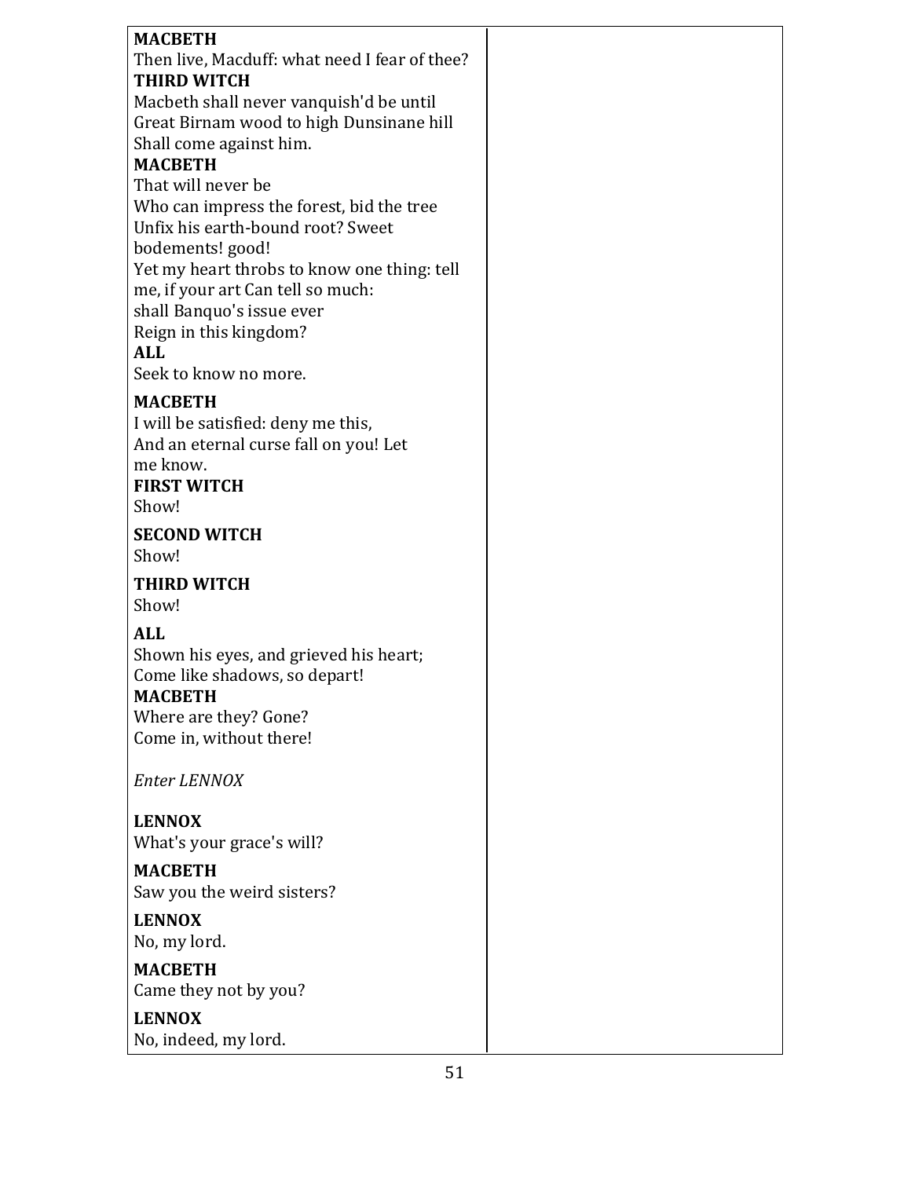**MACBETH**
Then live, Macduff: what need I fear of thee?

**THIRD WITCH**
Macbeth shall never vanquish'd be until
Great Birnam wood to high Dunsinane hill
Shall come against him.

**MACBETH**
That will never be
Who can impress the forest, bid the tree
Unfix his earth-bound root? Sweet
bodements! good!
Yet my heart throbs to know one thing: tell
me, if your art Can tell so much:
shall Banquo's issue ever
Reign in this kingdom?

**ALL**
Seek to know no more.

**MACBETH**
I will be satisfied: deny me this,
And an eternal curse fall on you! Let
me know.

**FIRST WITCH**
Show!

**SECOND WITCH**
Show!

**THIRD WITCH**
Show!

**ALL**
Shown his eyes, and grieved his heart;
Come like shadows, so depart!

**MACBETH**
Where are they? Gone?
Come in, without there!

*Enter LENNOX*

**LENNOX**
What's your grace's will?

**MACBETH**
Saw you the weird sisters?

**LENNOX**
No, my lord.

**MACBETH**
Came they not by you?

**LENNOX**
No, indeed, my lord.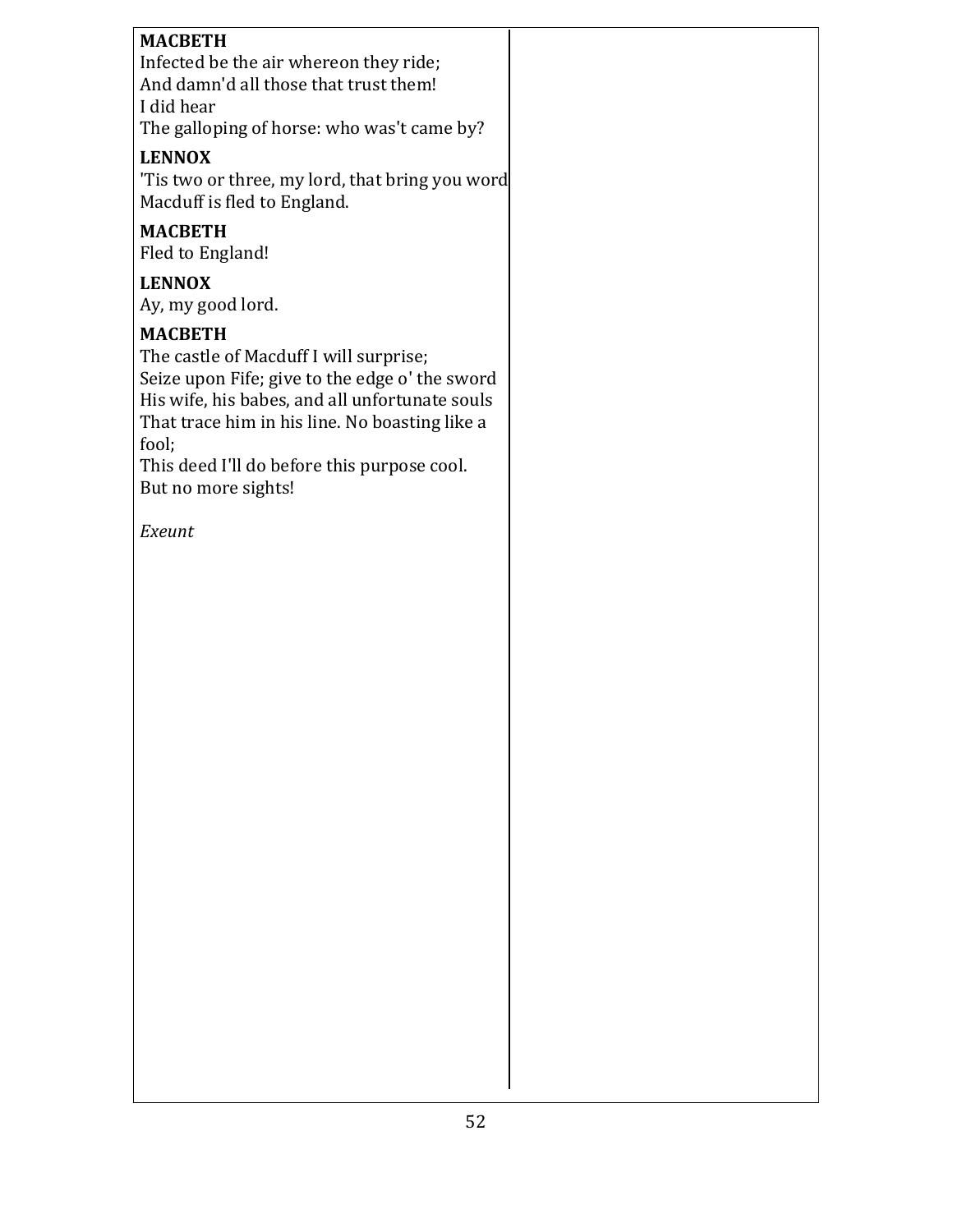**MACBETH**
Infected be the air whereon they ride;
And damn'd all those that trust them!
I did hear
The galloping of horse: who was't came by?

**LENNOX**
'Tis two or three, my lord, that bring you word
Macduff is fled to England.

**MACBETH**
Fled to England!

**LENNOX**
Ay, my good lord.

**MACBETH**
The castle of Macduff I will surprise;
Seize upon Fife; give to the edge o' the sword
His wife, his babes, and all unfortunate souls
That trace him in his line. No boasting like a fool;
This deed I'll do before this purpose cool.
But no more sights!

*Exeunt*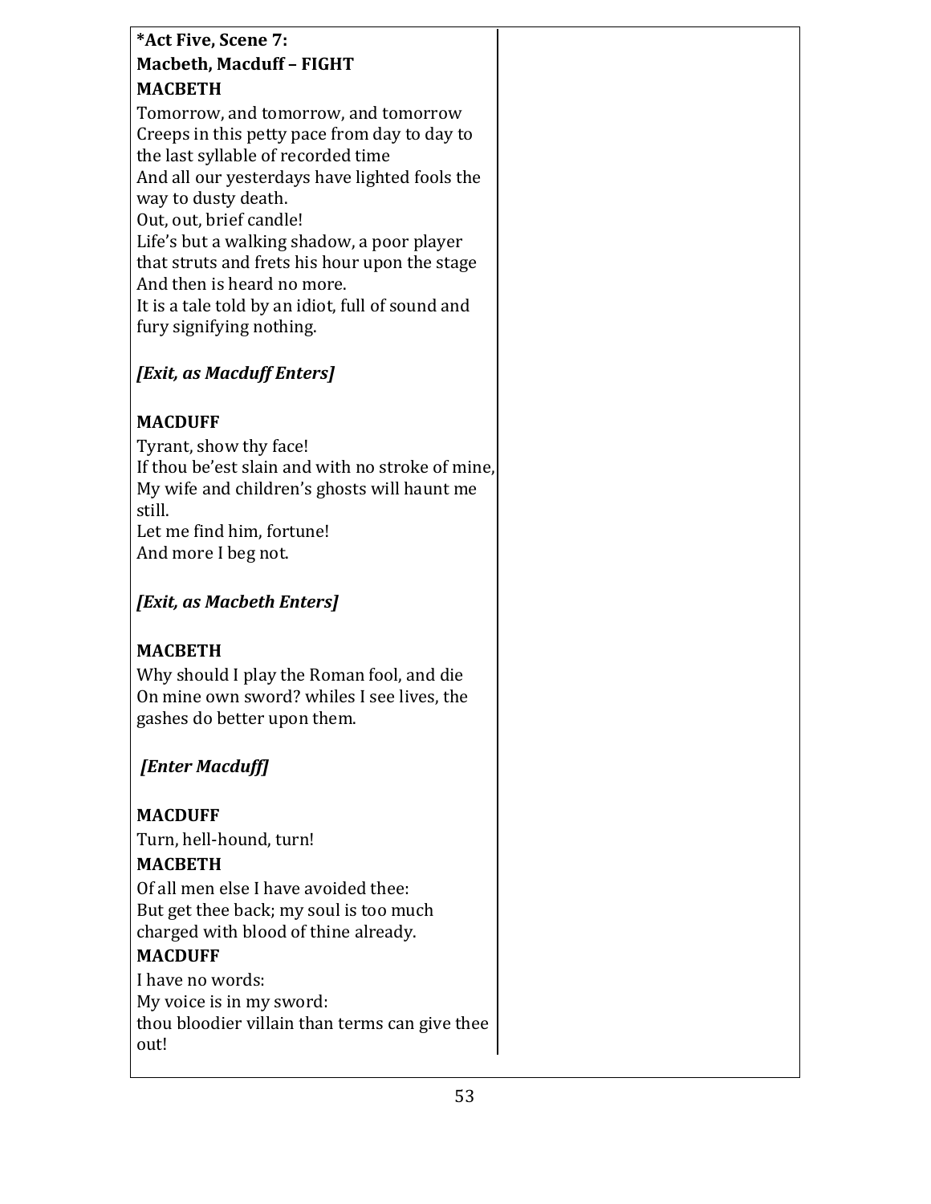**\*Act Five, Scene 7:**
**Macbeth, Macduff – FIGHT**

**MACBETH**

Tomorrow, and tomorrow, and tomorrow
Creeps in this petty pace from day to day to
the last syllable of recorded time
And all our yesterdays have lighted fools the
way to dusty death.
Out, out, brief candle!
Life's but a walking shadow, a poor player
that struts and frets his hour upon the stage
And then is heard no more.
It is a tale told by an idiot, full of sound and
fury signifying nothing.

***[Exit, as Macduff Enters]***

**MACDUFF**

Tyrant, show thy face!
If thou be'est slain and with no stroke of mine,
My wife and children's ghosts will haunt me
still.
Let me find him, fortune!
And more I beg not.

***[Exit, as Macbeth Enters]***

**MACBETH**

Why should I play the Roman fool, and die
On mine own sword? whiles I see lives, the
gashes do better upon them.

***[Enter Macduff]***

**MACDUFF**

Turn, hell-hound, turn!

**MACBETH**

Of all men else I have avoided thee:
But get thee back; my soul is too much
charged with blood of thine already.

**MACDUFF**

I have no words:
My voice is in my sword:
thou bloodier villain than terms can give thee
out!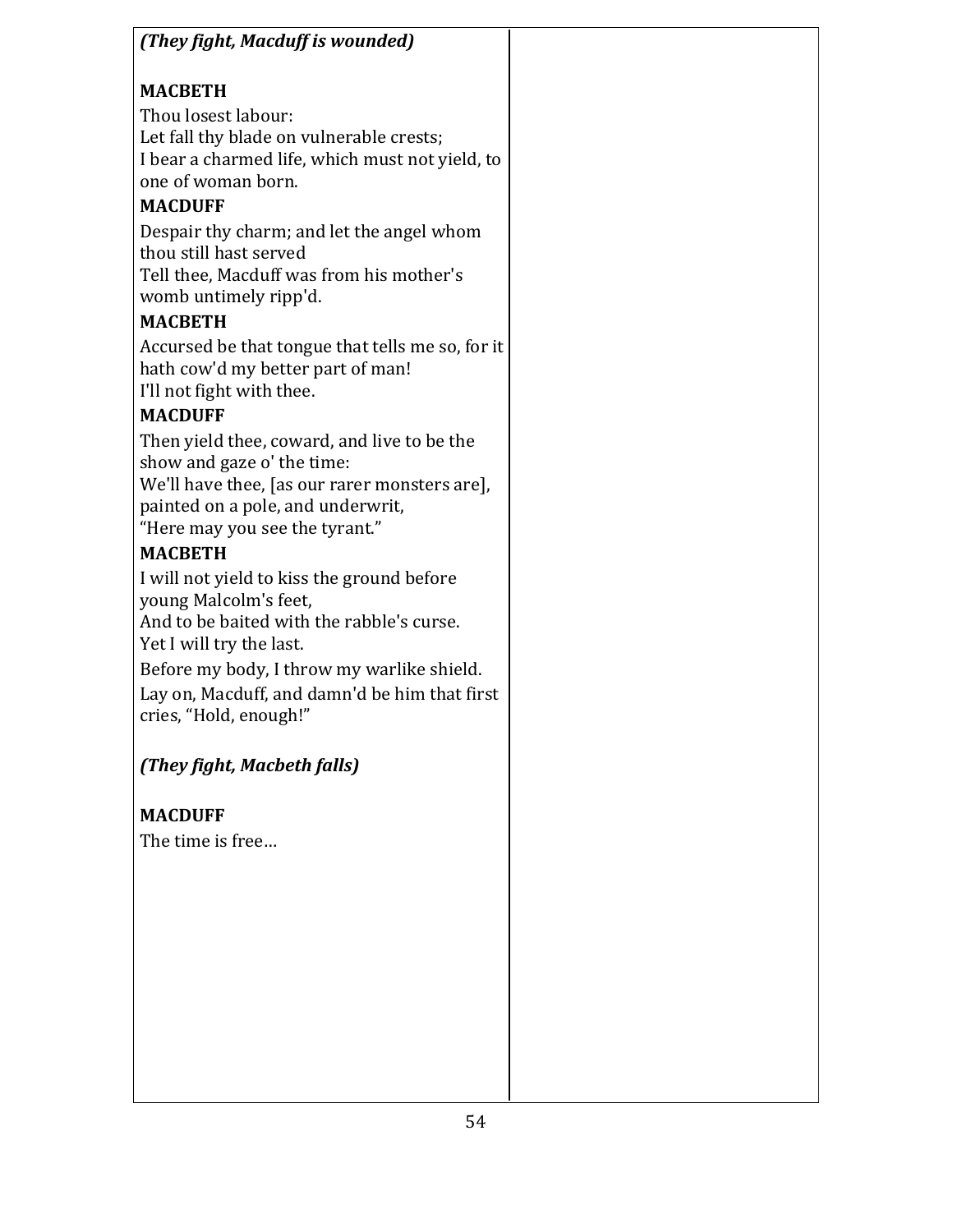***(They fight, Macduff is wounded)***

**MACBETH**

Thou losest labour:
Let fall thy blade on vulnerable crests;
I bear a charmed life, which must not yield, to one of woman born.

**MACDUFF**

Despair thy charm; and let the angel whom thou still hast served
Tell thee, Macduff was from his mother's womb untimely ripp'd.

**MACBETH**

Accursed be that tongue that tells me so, for it hath cow'd my better part of man!
I'll not fight with thee.

**MACDUFF**

Then yield thee, coward, and live to be the show and gaze o' the time:
We'll have thee, [as our rarer monsters are], painted on a pole, and underwrit,
"Here may you see the tyrant."

**MACBETH**

I will not yield to kiss the ground before young Malcolm's feet,
And to be baited with the rabble's curse.
Yet I will try the last.

Before my body, I throw my warlike shield.

Lay on, Macduff, and damn'd be him that first cries, "Hold, enough!"

***(They fight, Macbeth falls)***

**MACDUFF**

The time is free…